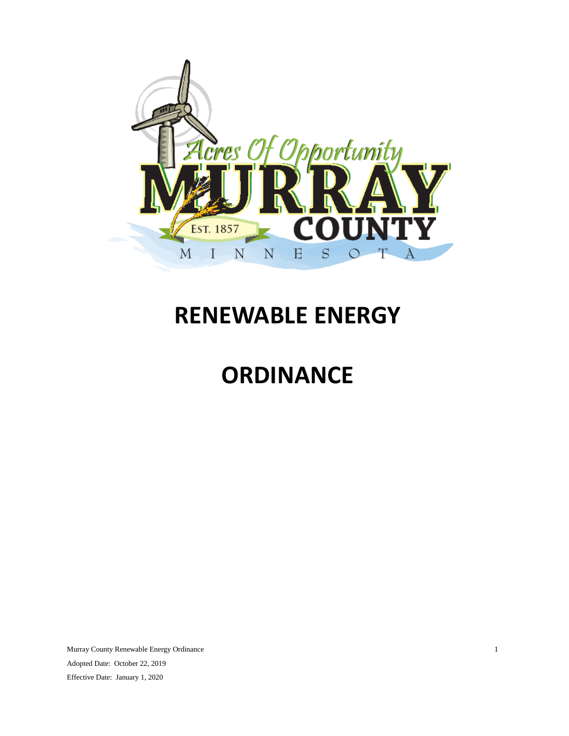# RENEWABLE ENERGY

# ORDINANCE

Adopted Date: October 22, 2019

Effective Date: January 1, 2020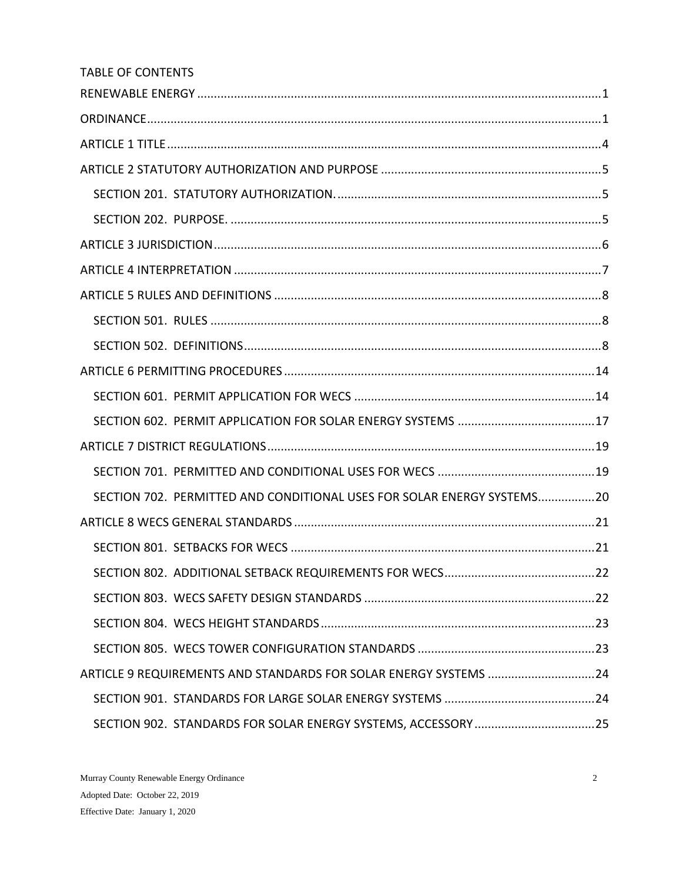TABLE OF CONTENTS

RENEWABLE ENERGY ........................................................................................................................1

ORDINANCE.......................................................................................................................................1

ARTICLE 1 TITLE ................................................................................................................................4

ARTICLE 2 STATUTORY AUTHORIZATION AND PURPOSE ..................................................................5

SECTION 201. STATUTORY AUTHORIZATION. ...............................................................................5

SECTION 202. PURPOSE. ..............................................................................................................5

ARTICLE 3 JURISDICTION...................................................................................................................6

ARTICLE 4 INTERPRETATION .............................................................................................................7

ARTICLE 5 RULES AND DEFINITIONS .................................................................................................8

SECTION 501. RULES ....................................................................................................................8

SECTION 502. DEFINITIONS..........................................................................................................8

ARTICLE 6 PERMITTING PROCEDURES ............................................................................................14

SECTION 601. PERMIT APPLICATION FOR WECS .......................................................................14

SECTION 602. PERMIT APPLICATION FOR SOLAR ENERGY SYSTEMS .........................................17

ARTICLE 7 DISTRICT REGULATIONS.................................................................................................19

SECTION 701. PERMITTED AND CONDITIONAL USES FOR WECS ...............................................19

SECTION 702. PERMITTED AND CONDITIONAL USES FOR SOLAR ENERGY SYSTEMS.................20

ARTICLE 8 WECS GENERAL STANDARDS .........................................................................................21

SECTION 801. SETBACKS FOR WECS ..........................................................................................21

SECTION 802. ADDITIONAL SETBACK REQUIREMENTS FOR WECS.............................................22

SECTION 803. WECS SAFETY DESIGN STANDARDS .....................................................................22

SECTION 804. WECS HEIGHT STANDARDS..................................................................................23

SECTION 805. WECS TOWER CONFIGURATION STANDARDS .....................................................23

ARTICLE 9 REQUIREMENTS AND STANDARDS FOR SOLAR ENERGY SYSTEMS ................................24

SECTION 901. STANDARDS FOR LARGE SOLAR ENERGY SYSTEMS .............................................24

SECTION 902. STANDARDS FOR SOLAR ENERGY SYSTEMS, ACCESSORY ....................................25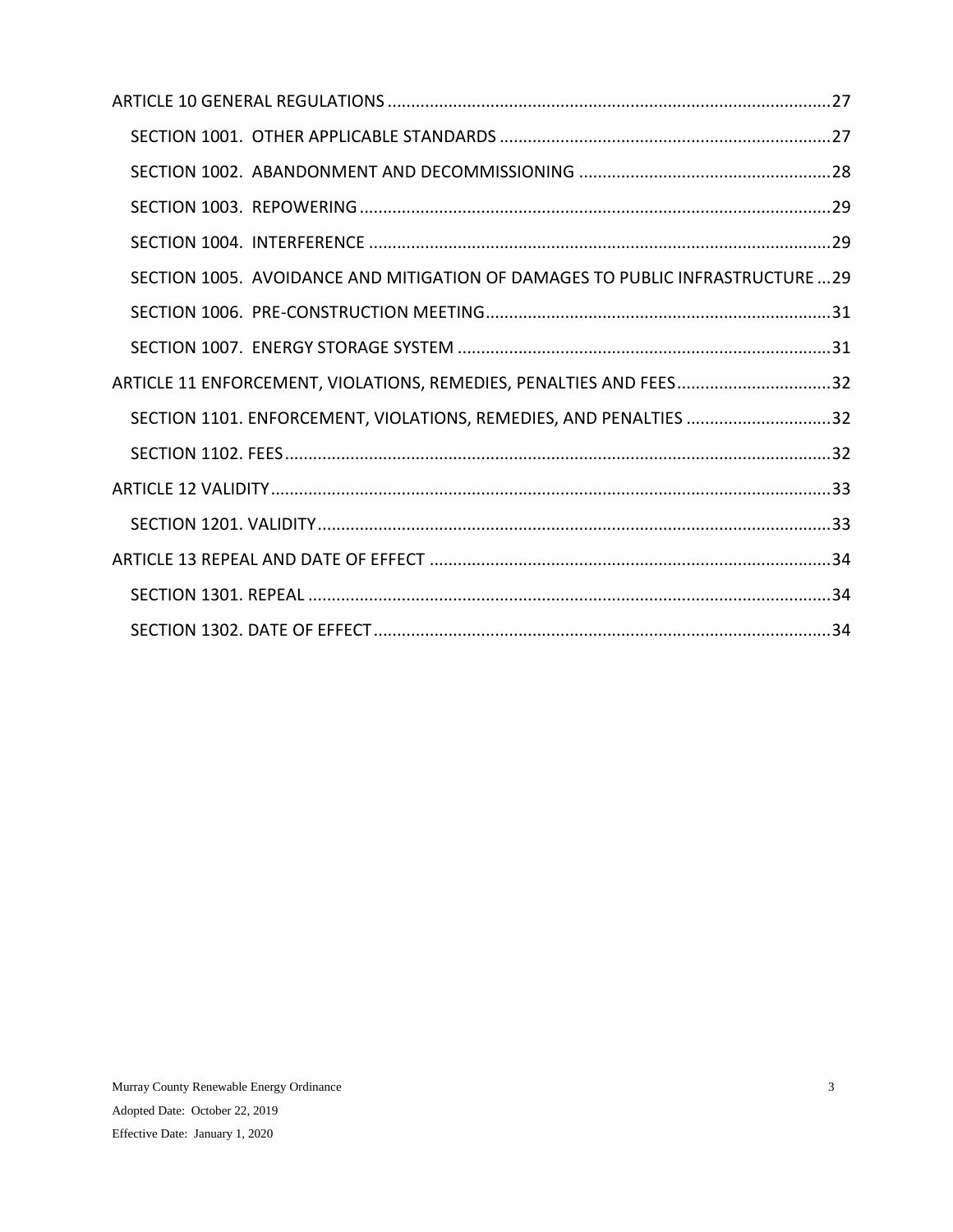ARTICLE 10 GENERAL REGULATIONS ............................................................................................27

SECTION 1001. OTHER APPLICABLE STANDARDS .......................................................................27

SECTION 1002. ABANDONMENT AND DECOMMISSIONING ......................................................28

SECTION 1003. REPOWERING ....................................................................................................29

SECTION 1004. INTERFERENCE ..................................................................................................29

SECTION 1005. AVOIDANCE AND MITIGATION OF DAMAGES TO PUBLIC INFRASTRUCTURE ...29

SECTION 1006. PRE-CONSTRUCTION MEETING.........................................................................31

SECTION 1007. ENERGY STORAGE SYSTEM ................................................................................31

ARTICLE 11 ENFORCEMENT, VIOLATIONS, REMEDIES, PENALTIES AND FEES.................................32

SECTION 1101. ENFORCEMENT, VIOLATIONS, REMEDIES, AND PENALTIES ...............................32

SECTION 1102. FEES.....................................................................................................................32

ARTICLE 12 VALIDITY.......................................................................................................................33

SECTION 1201. VALIDITY..............................................................................................................33

ARTICLE 13 REPEAL AND DATE OF EFFECT .....................................................................................34

SECTION 1301. REPEAL ................................................................................................................34

SECTION 1302. DATE OF EFFECT..................................................................................................34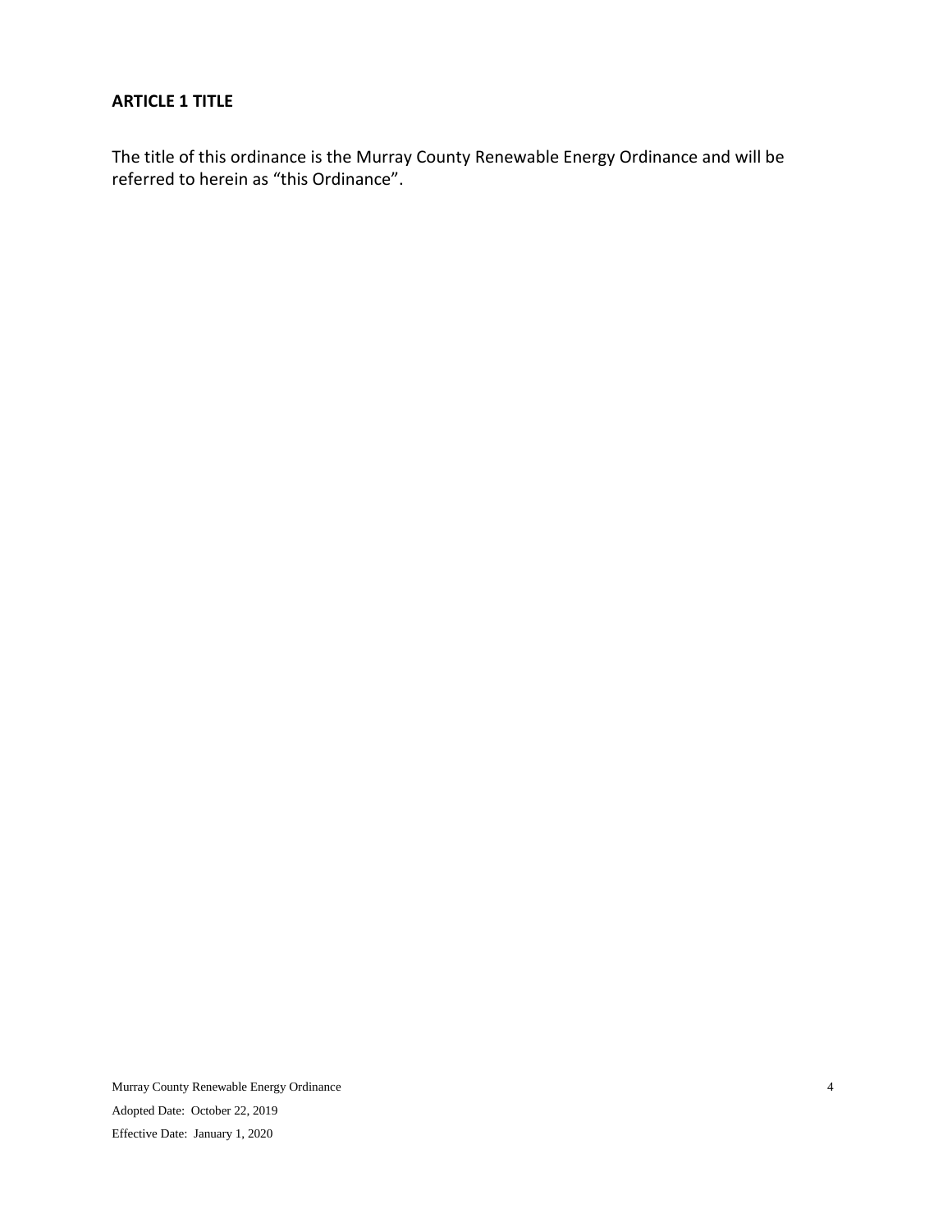## ARTICLE 1 TITLE

The title of this ordinance is the Murray County Renewable Energy Ordinance and will be referred to herein as “this Ordinance”.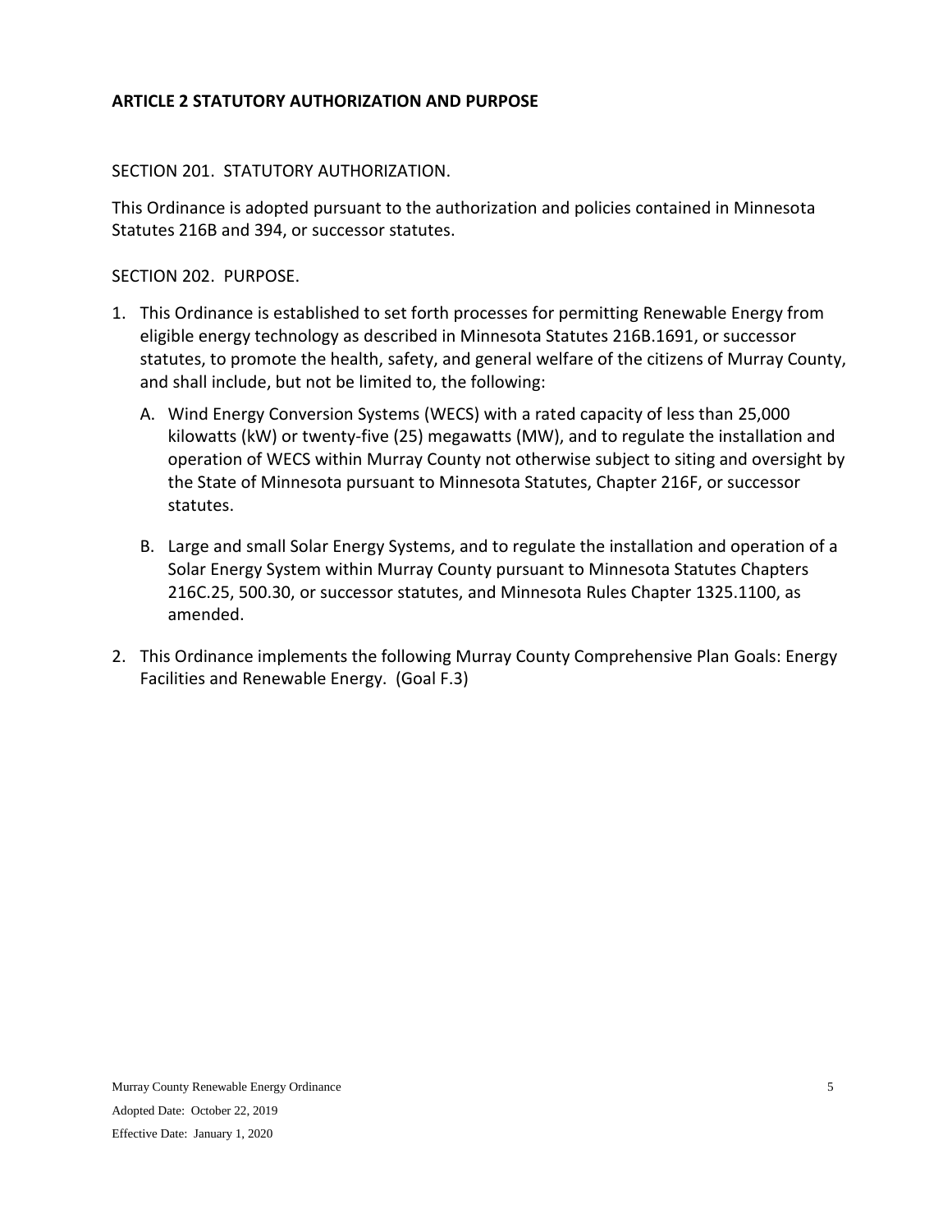## ARTICLE 2 STATUTORY AUTHORIZATION AND PURPOSE

SECTION 201. STATUTORY AUTHORIZATION.

This Ordinance is adopted pursuant to the authorization and policies contained in Minnesota Statutes 216B and 394, or successor statutes.

SECTION 202. PURPOSE.

1. This Ordinance is established to set forth processes for permitting Renewable Energy from eligible energy technology as described in Minnesota Statutes 216B.1691, or successor statutes, to promote the health, safety, and general welfare of the citizens of Murray County, and shall include, but not be limited to, the following:

   A. Wind Energy Conversion Systems (WECS) with a rated capacity of less than 25,000 kilowatts (kW) or twenty-five (25) megawatts (MW), and to regulate the installation and operation of WECS within Murray County not otherwise subject to siting and oversight by the State of Minnesota pursuant to Minnesota Statutes, Chapter 216F, or successor statutes.

   B. Large and small Solar Energy Systems, and to regulate the installation and operation of a Solar Energy System within Murray County pursuant to Minnesota Statutes Chapters 216C.25, 500.30, or successor statutes, and Minnesota Rules Chapter 1325.1100, as amended.

2. This Ordinance implements the following Murray County Comprehensive Plan Goals: Energy Facilities and Renewable Energy. (Goal F.3)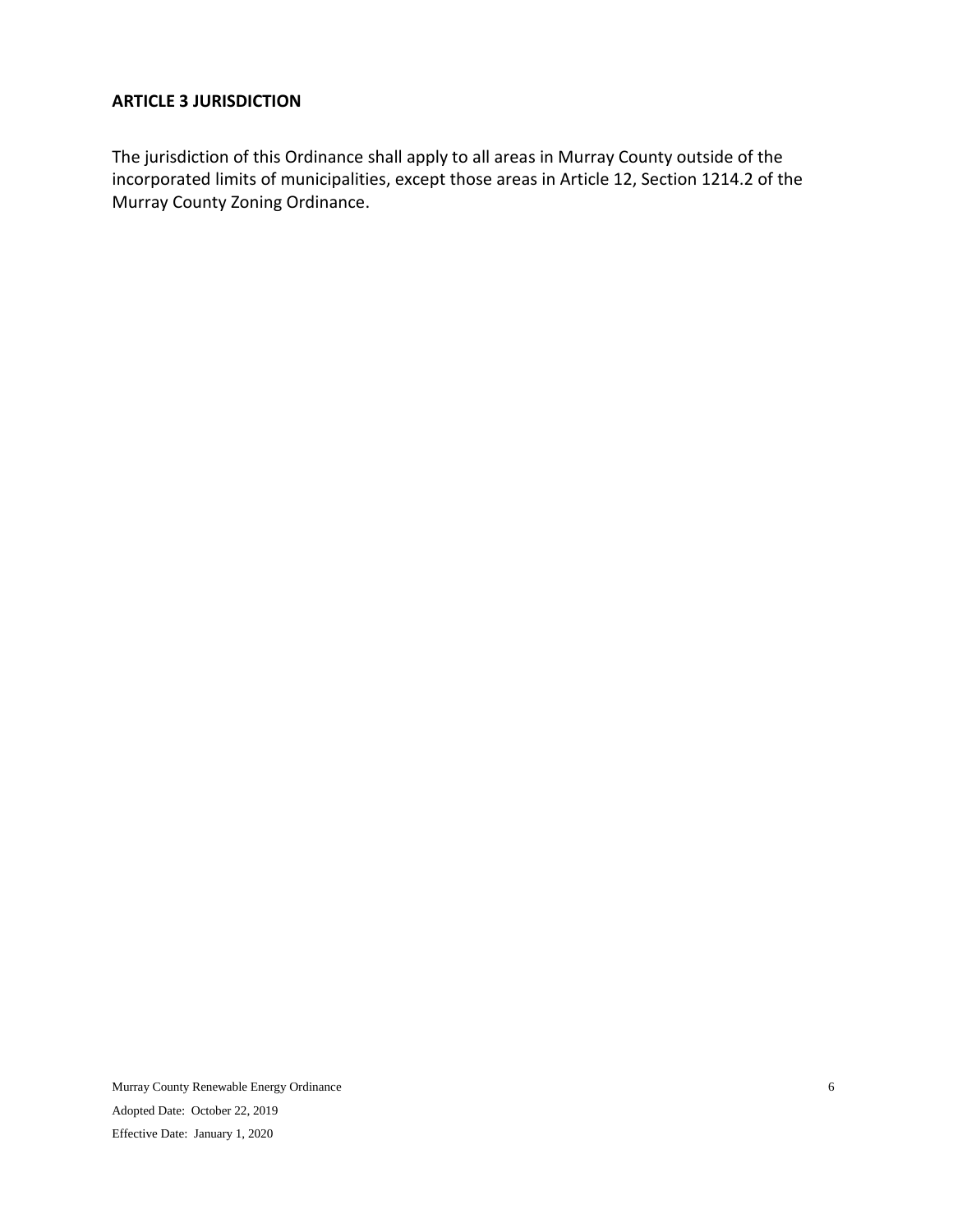## ARTICLE 3 JURISDICTION

The jurisdiction of this Ordinance shall apply to all areas in Murray County outside of the incorporated limits of municipalities, except those areas in Article 12, Section 1214.2 of the Murray County Zoning Ordinance.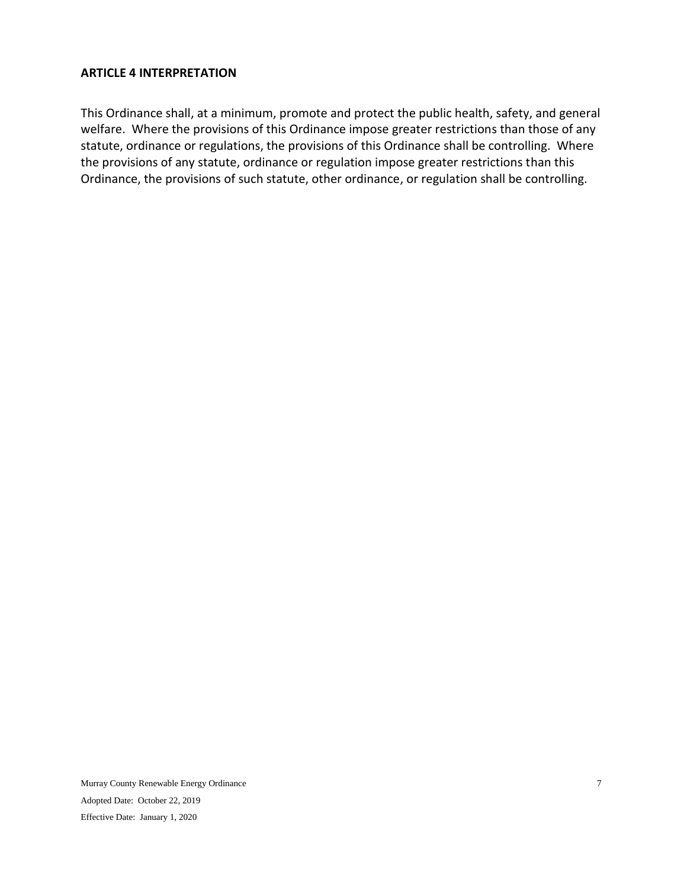## ARTICLE 4 INTERPRETATION

This Ordinance shall, at a minimum, promote and protect the public health, safety, and general welfare. Where the provisions of this Ordinance impose greater restrictions than those of any statute, ordinance or regulations, the provisions of this Ordinance shall be controlling. Where the provisions of any statute, ordinance or regulation impose greater restrictions than this Ordinance, the provisions of such statute, other ordinance, or regulation shall be controlling.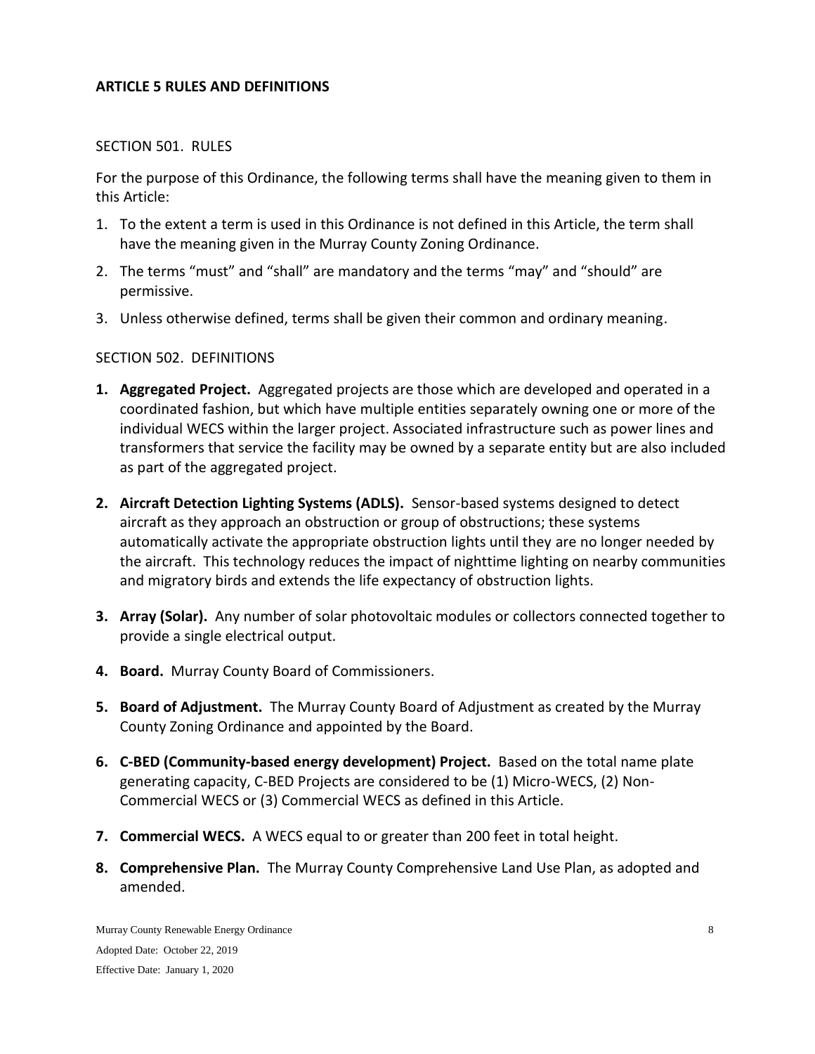## ARTICLE 5 RULES AND DEFINITIONS

SECTION 501. RULES

For the purpose of this Ordinance, the following terms shall have the meaning given to them in this Article:

1. To the extent a term is used in this Ordinance is not defined in this Article, the term shall have the meaning given in the Murray County Zoning Ordinance.
2. The terms "must" and "shall" are mandatory and the terms "may" and "should" are permissive.
3. Unless otherwise defined, terms shall be given their common and ordinary meaning.

SECTION 502. DEFINITIONS

1. **Aggregated Project.** Aggregated projects are those which are developed and operated in a coordinated fashion, but which have multiple entities separately owning one or more of the individual WECS within the larger project. Associated infrastructure such as power lines and transformers that service the facility may be owned by a separate entity but are also included as part of the aggregated project.
2. **Aircraft Detection Lighting Systems (ADLS).** Sensor-based systems designed to detect aircraft as they approach an obstruction or group of obstructions; these systems automatically activate the appropriate obstruction lights until they are no longer needed by the aircraft. This technology reduces the impact of nighttime lighting on nearby communities and migratory birds and extends the life expectancy of obstruction lights.
3. **Array (Solar).** Any number of solar photovoltaic modules or collectors connected together to provide a single electrical output.
4. **Board.** Murray County Board of Commissioners.
5. **Board of Adjustment.** The Murray County Board of Adjustment as created by the Murray County Zoning Ordinance and appointed by the Board.
6. **C-BED (Community-based energy development) Project.** Based on the total name plate generating capacity, C-BED Projects are considered to be (1) Micro-WECS, (2) Non-Commercial WECS or (3) Commercial WECS as defined in this Article.
7. **Commercial WECS.** A WECS equal to or greater than 200 feet in total height.
8. **Comprehensive Plan.** The Murray County Comprehensive Land Use Plan, as adopted and amended.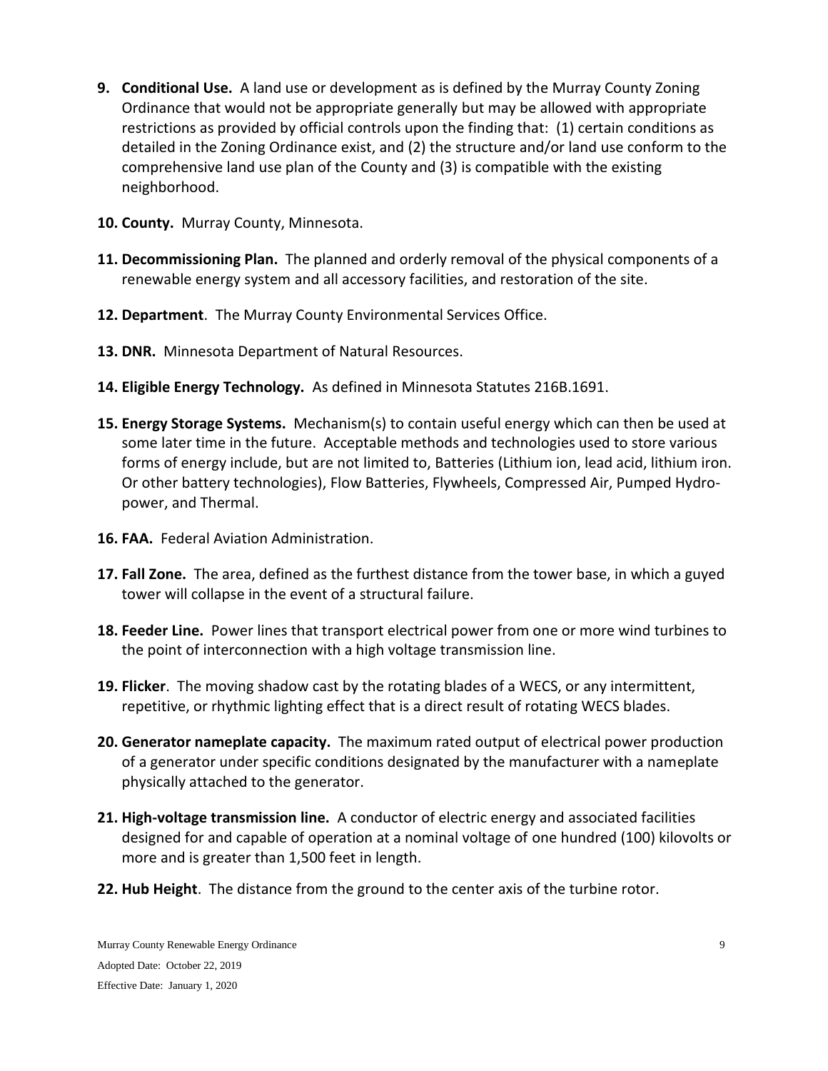9. **Conditional Use.** A land use or development as is defined by the Murray County Zoning Ordinance that would not be appropriate generally but may be allowed with appropriate restrictions as provided by official controls upon the finding that: (1) certain conditions as detailed in the Zoning Ordinance exist, and (2) the structure and/or land use conform to the comprehensive land use plan of the County and (3) is compatible with the existing neighborhood.

10. **County.** Murray County, Minnesota.

11. **Decommissioning Plan.** The planned and orderly removal of the physical components of a renewable energy system and all accessory facilities, and restoration of the site.

12. **Department**. The Murray County Environmental Services Office.

13. **DNR.** Minnesota Department of Natural Resources.

14. **Eligible Energy Technology.** As defined in Minnesota Statutes 216B.1691.

15. **Energy Storage Systems.** Mechanism(s) to contain useful energy which can then be used at some later time in the future. Acceptable methods and technologies used to store various forms of energy include, but are not limited to, Batteries (Lithium ion, lead acid, lithium iron. Or other battery technologies), Flow Batteries, Flywheels, Compressed Air, Pumped Hydro-power, and Thermal.

16. **FAA.** Federal Aviation Administration.

17. **Fall Zone.** The area, defined as the furthest distance from the tower base, in which a guyed tower will collapse in the event of a structural failure.

18. **Feeder Line.** Power lines that transport electrical power from one or more wind turbines to the point of interconnection with a high voltage transmission line.

19. **Flicker**. The moving shadow cast by the rotating blades of a WECS, or any intermittent, repetitive, or rhythmic lighting effect that is a direct result of rotating WECS blades.

20. **Generator nameplate capacity.** The maximum rated output of electrical power production of a generator under specific conditions designated by the manufacturer with a nameplate physically attached to the generator.

21. **High-voltage transmission line.** A conductor of electric energy and associated facilities designed for and capable of operation at a nominal voltage of one hundred (100) kilovolts or more and is greater than 1,500 feet in length.

22. **Hub Height**. The distance from the ground to the center axis of the turbine rotor.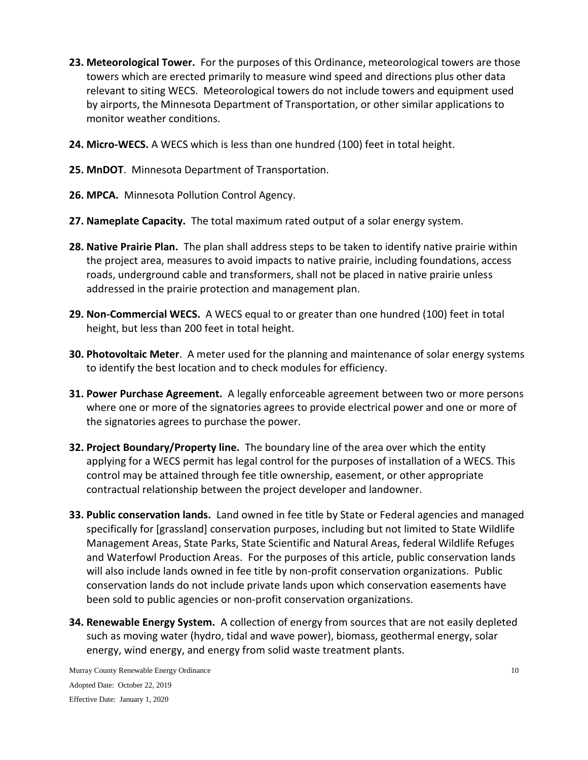**23. Meteorological Tower.** For the purposes of this Ordinance, meteorological towers are those towers which are erected primarily to measure wind speed and directions plus other data relevant to siting WECS. Meteorological towers do not include towers and equipment used by airports, the Minnesota Department of Transportation, or other similar applications to monitor weather conditions.

**24. Micro-WECS.** A WECS which is less than one hundred (100) feet in total height.

**25. MnDOT**. Minnesota Department of Transportation.

**26. MPCA.** Minnesota Pollution Control Agency.

**27. Nameplate Capacity.** The total maximum rated output of a solar energy system.

**28. Native Prairie Plan.** The plan shall address steps to be taken to identify native prairie within the project area, measures to avoid impacts to native prairie, including foundations, access roads, underground cable and transformers, shall not be placed in native prairie unless addressed in the prairie protection and management plan.

**29. Non-Commercial WECS.** A WECS equal to or greater than one hundred (100) feet in total height, but less than 200 feet in total height.

**30. Photovoltaic Meter**. A meter used for the planning and maintenance of solar energy systems to identify the best location and to check modules for efficiency.

**31. Power Purchase Agreement.** A legally enforceable agreement between two or more persons where one or more of the signatories agrees to provide electrical power and one or more of the signatories agrees to purchase the power.

**32. Project Boundary/Property line.** The boundary line of the area over which the entity applying for a WECS permit has legal control for the purposes of installation of a WECS. This control may be attained through fee title ownership, easement, or other appropriate contractual relationship between the project developer and landowner.

**33. Public conservation lands.** Land owned in fee title by State or Federal agencies and managed specifically for [grassland] conservation purposes, including but not limited to State Wildlife Management Areas, State Parks, State Scientific and Natural Areas, federal Wildlife Refuges and Waterfowl Production Areas. For the purposes of this article, public conservation lands will also include lands owned in fee title by non-profit conservation organizations. Public conservation lands do not include private lands upon which conservation easements have been sold to public agencies or non-profit conservation organizations.

**34. Renewable Energy System.** A collection of energy from sources that are not easily depleted such as moving water (hydro, tidal and wave power), biomass, geothermal energy, solar energy, wind energy, and energy from solid waste treatment plants.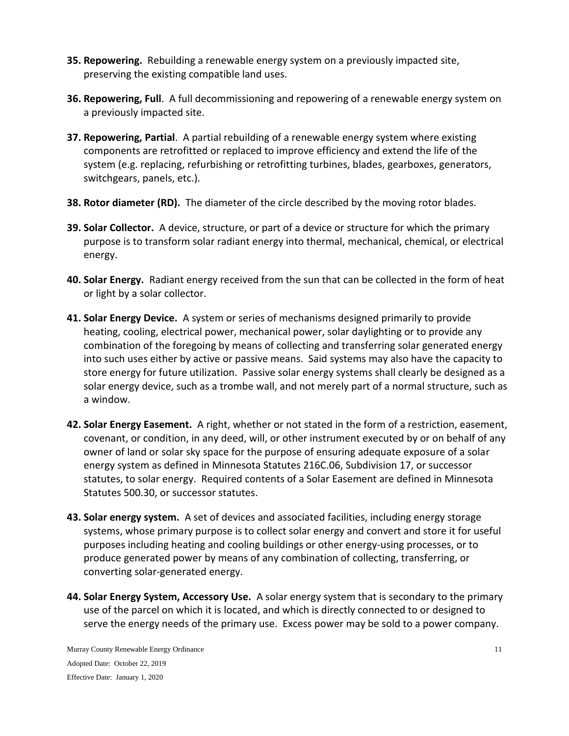**35. Repowering.** Rebuilding a renewable energy system on a previously impacted site, preserving the existing compatible land uses.

**36. Repowering, Full**. A full decommissioning and repowering of a renewable energy system on a previously impacted site.

**37. Repowering, Partial**. A partial rebuilding of a renewable energy system where existing components are retrofitted or replaced to improve efficiency and extend the life of the system (e.g. replacing, refurbishing or retrofitting turbines, blades, gearboxes, generators, switchgears, panels, etc.).

**38. Rotor diameter (RD).** The diameter of the circle described by the moving rotor blades.

**39. Solar Collector.** A device, structure, or part of a device or structure for which the primary purpose is to transform solar radiant energy into thermal, mechanical, chemical, or electrical energy.

**40. Solar Energy.** Radiant energy received from the sun that can be collected in the form of heat or light by a solar collector.

**41. Solar Energy Device.** A system or series of mechanisms designed primarily to provide heating, cooling, electrical power, mechanical power, solar daylighting or to provide any combination of the foregoing by means of collecting and transferring solar generated energy into such uses either by active or passive means. Said systems may also have the capacity to store energy for future utilization. Passive solar energy systems shall clearly be designed as a solar energy device, such as a trombe wall, and not merely part of a normal structure, such as a window.

**42. Solar Energy Easement.** A right, whether or not stated in the form of a restriction, easement, covenant, or condition, in any deed, will, or other instrument executed by or on behalf of any owner of land or solar sky space for the purpose of ensuring adequate exposure of a solar energy system as defined in Minnesota Statutes 216C.06, Subdivision 17, or successor statutes, to solar energy. Required contents of a Solar Easement are defined in Minnesota Statutes 500.30, or successor statutes.

**43. Solar energy system.** A set of devices and associated facilities, including energy storage systems, whose primary purpose is to collect solar energy and convert and store it for useful purposes including heating and cooling buildings or other energy-using processes, or to produce generated power by means of any combination of collecting, transferring, or converting solar-generated energy.

**44. Solar Energy System, Accessory Use.** A solar energy system that is secondary to the primary use of the parcel on which it is located, and which is directly connected to or designed to serve the energy needs of the primary use. Excess power may be sold to a power company.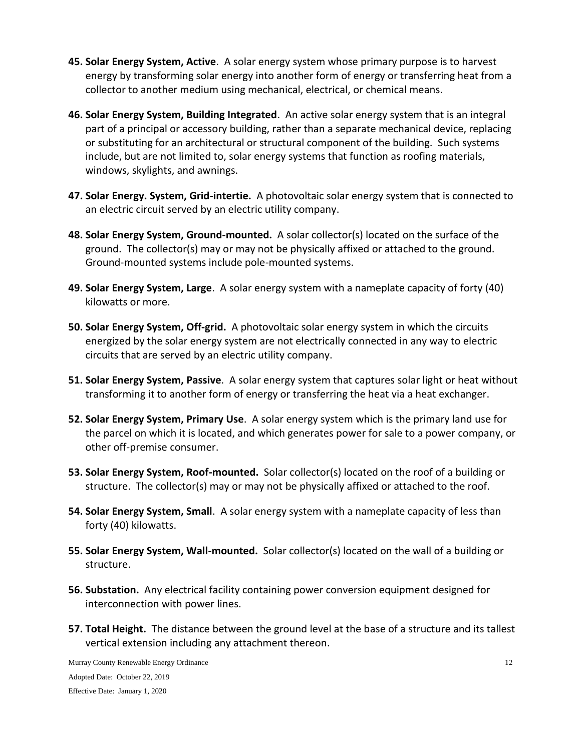45. **Solar Energy System, Active**. A solar energy system whose primary purpose is to harvest energy by transforming solar energy into another form of energy or transferring heat from a collector to another medium using mechanical, electrical, or chemical means.

46. **Solar Energy System, Building Integrated**. An active solar energy system that is an integral part of a principal or accessory building, rather than a separate mechanical device, replacing or substituting for an architectural or structural component of the building. Such systems include, but are not limited to, solar energy systems that function as roofing materials, windows, skylights, and awnings.

47. **Solar Energy. System, Grid-intertie.** A photovoltaic solar energy system that is connected to an electric circuit served by an electric utility company.

48. **Solar Energy System, Ground-mounted.** A solar collector(s) located on the surface of the ground. The collector(s) may or may not be physically affixed or attached to the ground. Ground-mounted systems include pole-mounted systems.

49. **Solar Energy System, Large**. A solar energy system with a nameplate capacity of forty (40) kilowatts or more.

50. **Solar Energy System, Off-grid.** A photovoltaic solar energy system in which the circuits energized by the solar energy system are not electrically connected in any way to electric circuits that are served by an electric utility company.

51. **Solar Energy System, Passive**. A solar energy system that captures solar light or heat without transforming it to another form of energy or transferring the heat via a heat exchanger.

52. **Solar Energy System, Primary Use**. A solar energy system which is the primary land use for the parcel on which it is located, and which generates power for sale to a power company, or other off-premise consumer.

53. **Solar Energy System, Roof-mounted.** Solar collector(s) located on the roof of a building or structure. The collector(s) may or may not be physically affixed or attached to the roof.

54. **Solar Energy System, Small**. A solar energy system with a nameplate capacity of less than forty (40) kilowatts.

55. **Solar Energy System, Wall-mounted.** Solar collector(s) located on the wall of a building or structure.

56. **Substation.** Any electrical facility containing power conversion equipment designed for interconnection with power lines.

57. **Total Height.** The distance between the ground level at the base of a structure and its tallest vertical extension including any attachment thereon.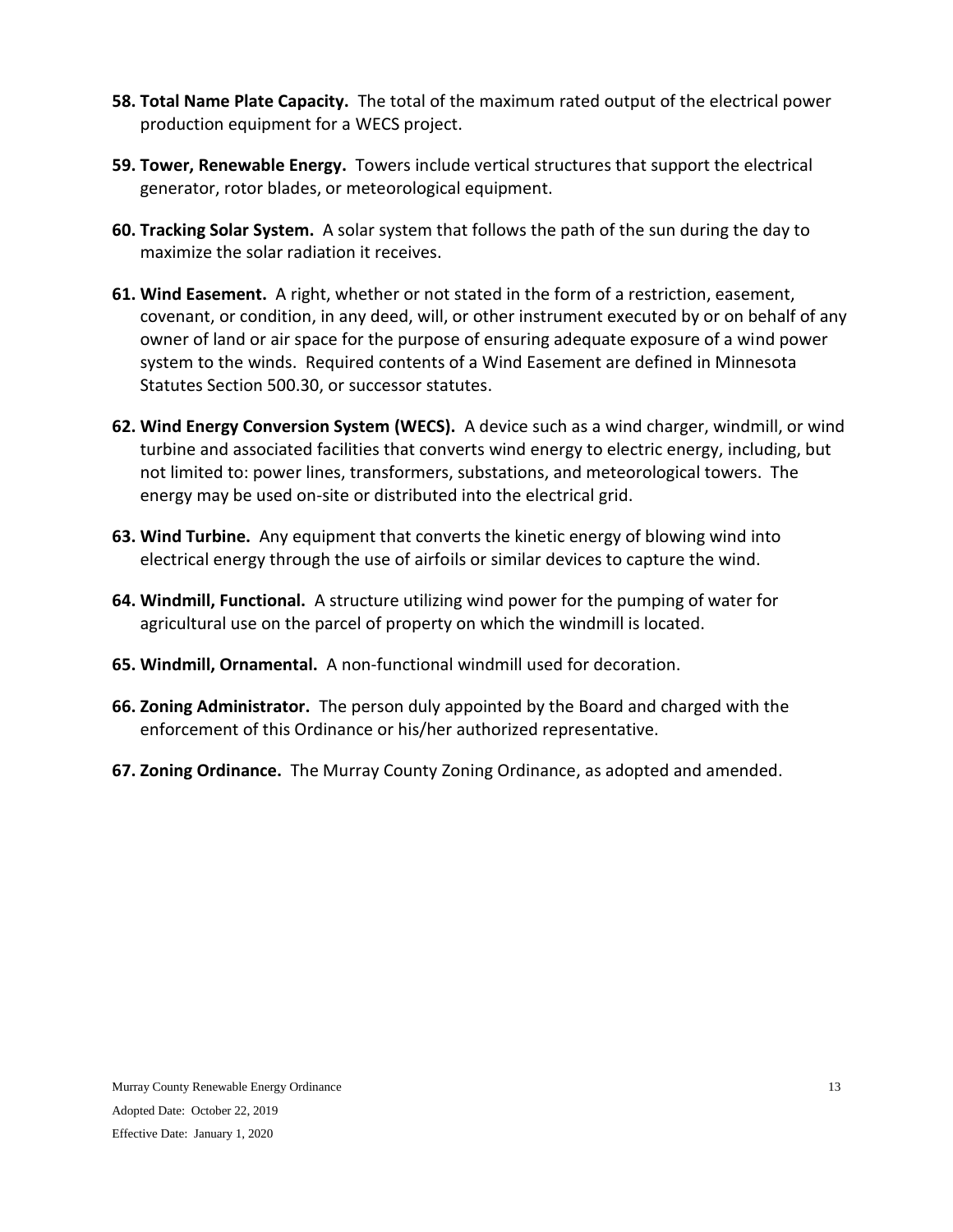**58. Total Name Plate Capacity.** The total of the maximum rated output of the electrical power production equipment for a WECS project.

**59. Tower, Renewable Energy.** Towers include vertical structures that support the electrical generator, rotor blades, or meteorological equipment.

**60. Tracking Solar System.** A solar system that follows the path of the sun during the day to maximize the solar radiation it receives.

**61. Wind Easement.** A right, whether or not stated in the form of a restriction, easement, covenant, or condition, in any deed, will, or other instrument executed by or on behalf of any owner of land or air space for the purpose of ensuring adequate exposure of a wind power system to the winds. Required contents of a Wind Easement are defined in Minnesota Statutes Section 500.30, or successor statutes.

**62. Wind Energy Conversion System (WECS).** A device such as a wind charger, windmill, or wind turbine and associated facilities that converts wind energy to electric energy, including, but not limited to: power lines, transformers, substations, and meteorological towers. The energy may be used on-site or distributed into the electrical grid.

**63. Wind Turbine.** Any equipment that converts the kinetic energy of blowing wind into electrical energy through the use of airfoils or similar devices to capture the wind.

**64. Windmill, Functional.** A structure utilizing wind power for the pumping of water for agricultural use on the parcel of property on which the windmill is located.

**65. Windmill, Ornamental.** A non-functional windmill used for decoration.

**66. Zoning Administrator.** The person duly appointed by the Board and charged with the enforcement of this Ordinance or his/her authorized representative.

**67. Zoning Ordinance.** The Murray County Zoning Ordinance, as adopted and amended.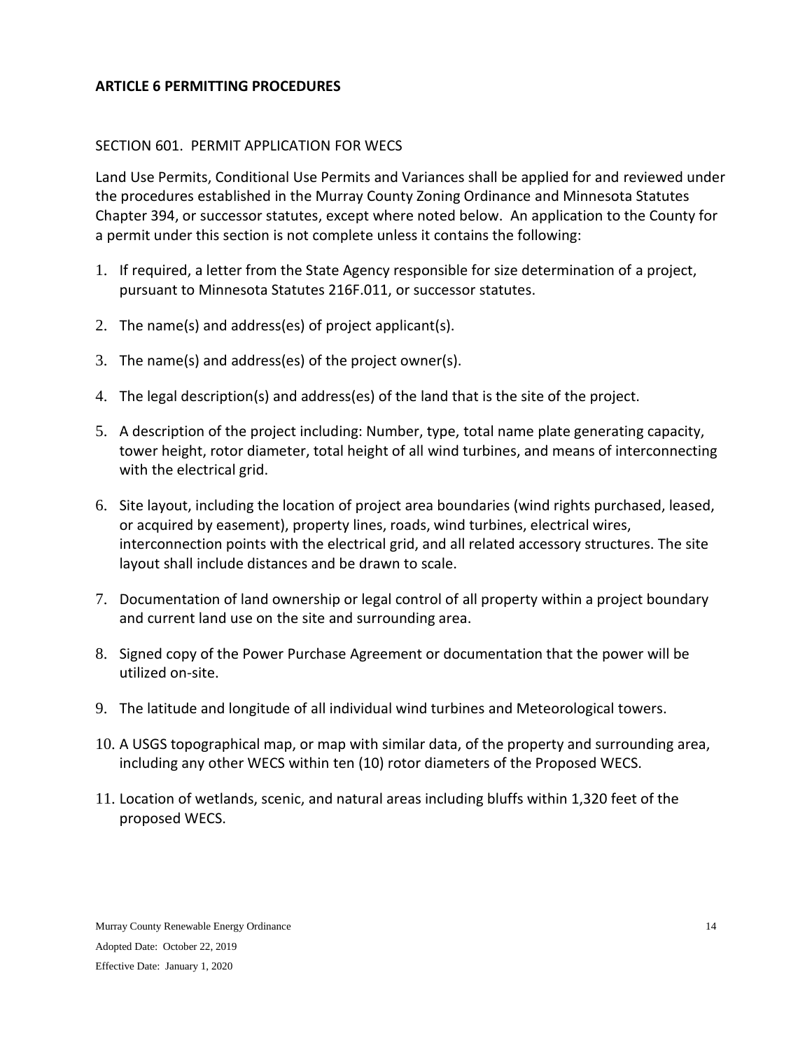## ARTICLE 6 PERMITTING PROCEDURES

### SECTION 601. PERMIT APPLICATION FOR WECS

Land Use Permits, Conditional Use Permits and Variances shall be applied for and reviewed under the procedures established in the Murray County Zoning Ordinance and Minnesota Statutes Chapter 394, or successor statutes, except where noted below. An application to the County for a permit under this section is not complete unless it contains the following:

1. If required, a letter from the State Agency responsible for size determination of a project, pursuant to Minnesota Statutes 216F.011, or successor statutes.
2. The name(s) and address(es) of project applicant(s).
3. The name(s) and address(es) of the project owner(s).
4. The legal description(s) and address(es) of the land that is the site of the project.
5. A description of the project including: Number, type, total name plate generating capacity, tower height, rotor diameter, total height of all wind turbines, and means of interconnecting with the electrical grid.
6. Site layout, including the location of project area boundaries (wind rights purchased, leased, or acquired by easement), property lines, roads, wind turbines, electrical wires, interconnection points with the electrical grid, and all related accessory structures. The site layout shall include distances and be drawn to scale.
7. Documentation of land ownership or legal control of all property within a project boundary and current land use on the site and surrounding area.
8. Signed copy of the Power Purchase Agreement or documentation that the power will be utilized on-site.
9. The latitude and longitude of all individual wind turbines and Meteorological towers.
10. A USGS topographical map, or map with similar data, of the property and surrounding area, including any other WECS within ten (10) rotor diameters of the Proposed WECS.
11. Location of wetlands, scenic, and natural areas including bluffs within 1,320 feet of the proposed WECS.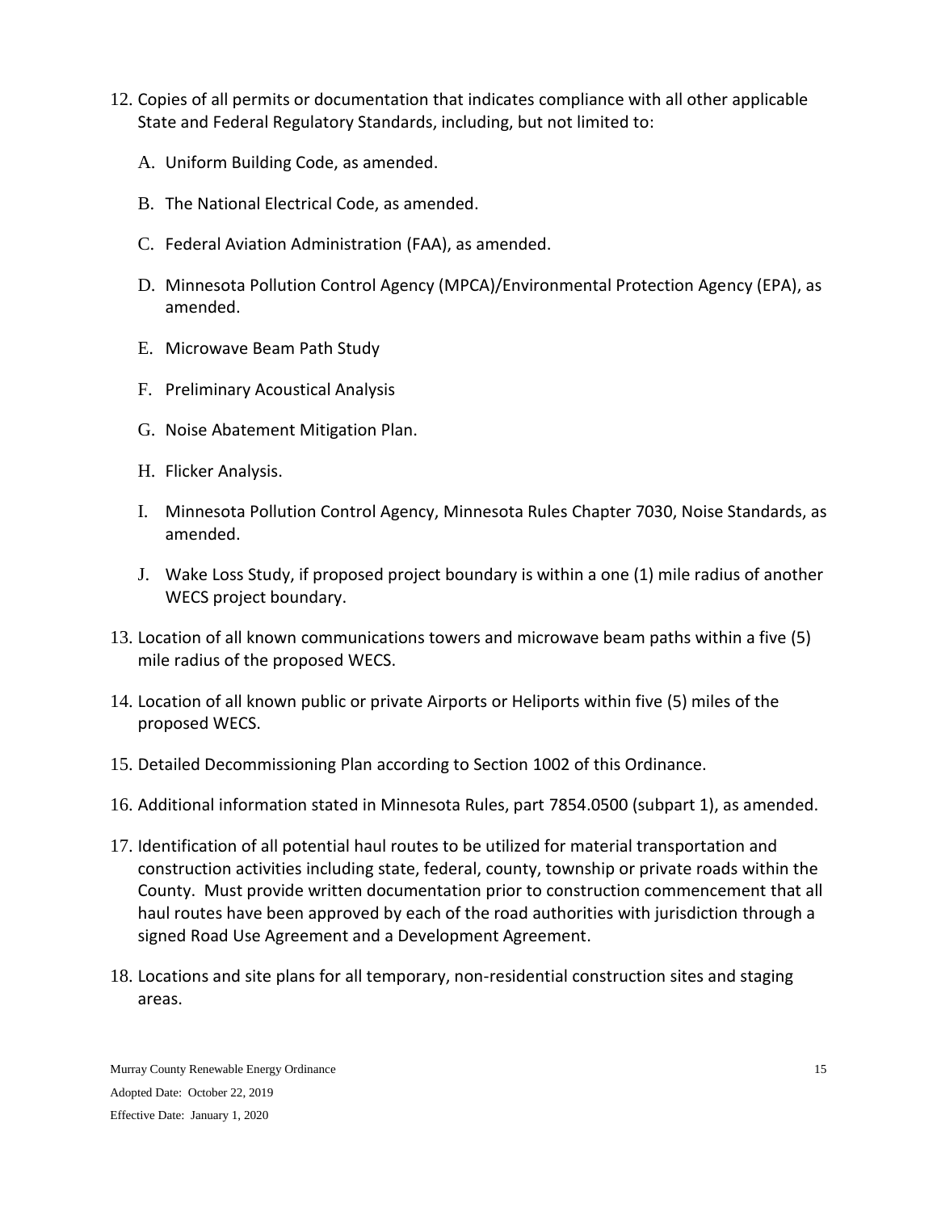12. Copies of all permits or documentation that indicates compliance with all other applicable State and Federal Regulatory Standards, including, but not limited to:

    A. Uniform Building Code, as amended.

    B. The National Electrical Code, as amended.

    C. Federal Aviation Administration (FAA), as amended.

    D. Minnesota Pollution Control Agency (MPCA)/Environmental Protection Agency (EPA), as amended.

    E. Microwave Beam Path Study

    F. Preliminary Acoustical Analysis

    G. Noise Abatement Mitigation Plan.

    H. Flicker Analysis.

    I. Minnesota Pollution Control Agency, Minnesota Rules Chapter 7030, Noise Standards, as amended.

    J. Wake Loss Study, if proposed project boundary is within a one (1) mile radius of another WECS project boundary.

13. Location of all known communications towers and microwave beam paths within a five (5) mile radius of the proposed WECS.

14. Location of all known public or private Airports or Heliports within five (5) miles of the proposed WECS.

15. Detailed Decommissioning Plan according to Section 1002 of this Ordinance.

16. Additional information stated in Minnesota Rules, part 7854.0500 (subpart 1), as amended.

17. Identification of all potential haul routes to be utilized for material transportation and construction activities including state, federal, county, township or private roads within the County. Must provide written documentation prior to construction commencement that all haul routes have been approved by each of the road authorities with jurisdiction through a signed Road Use Agreement and a Development Agreement.

18. Locations and site plans for all temporary, non-residential construction sites and staging areas.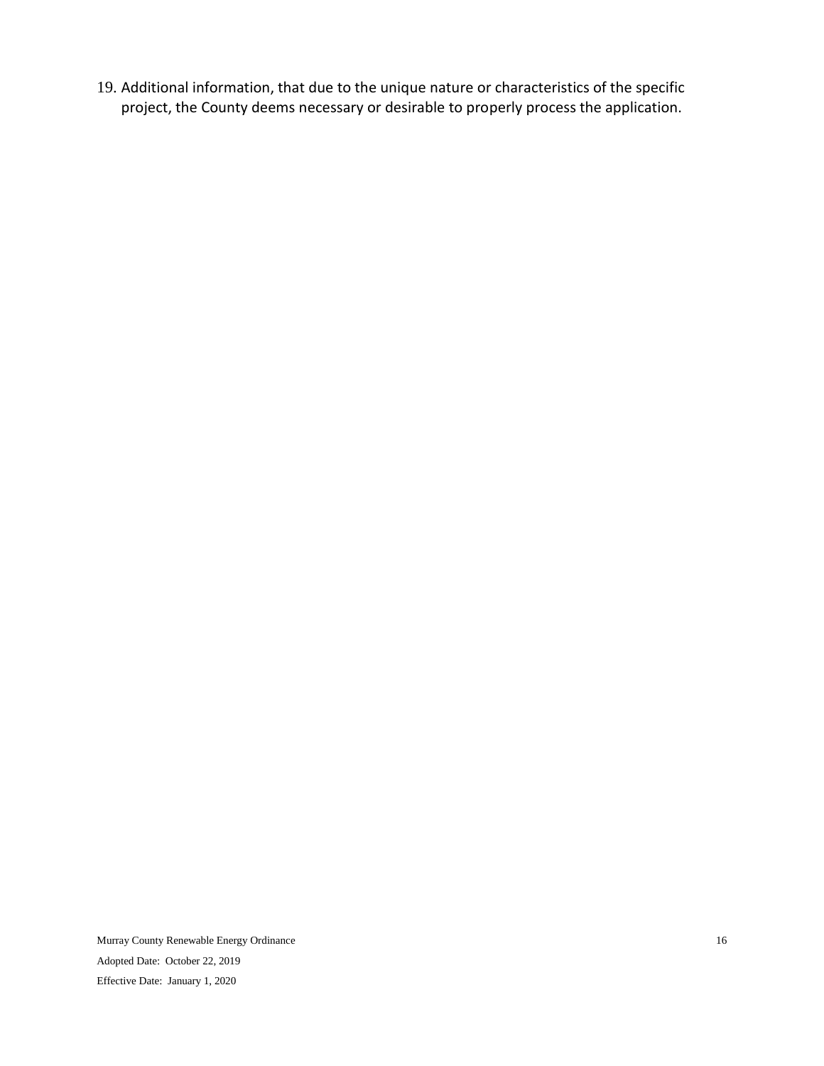19. Additional information, that due to the unique nature or characteristics of the specific project, the County deems necessary or desirable to properly process the application.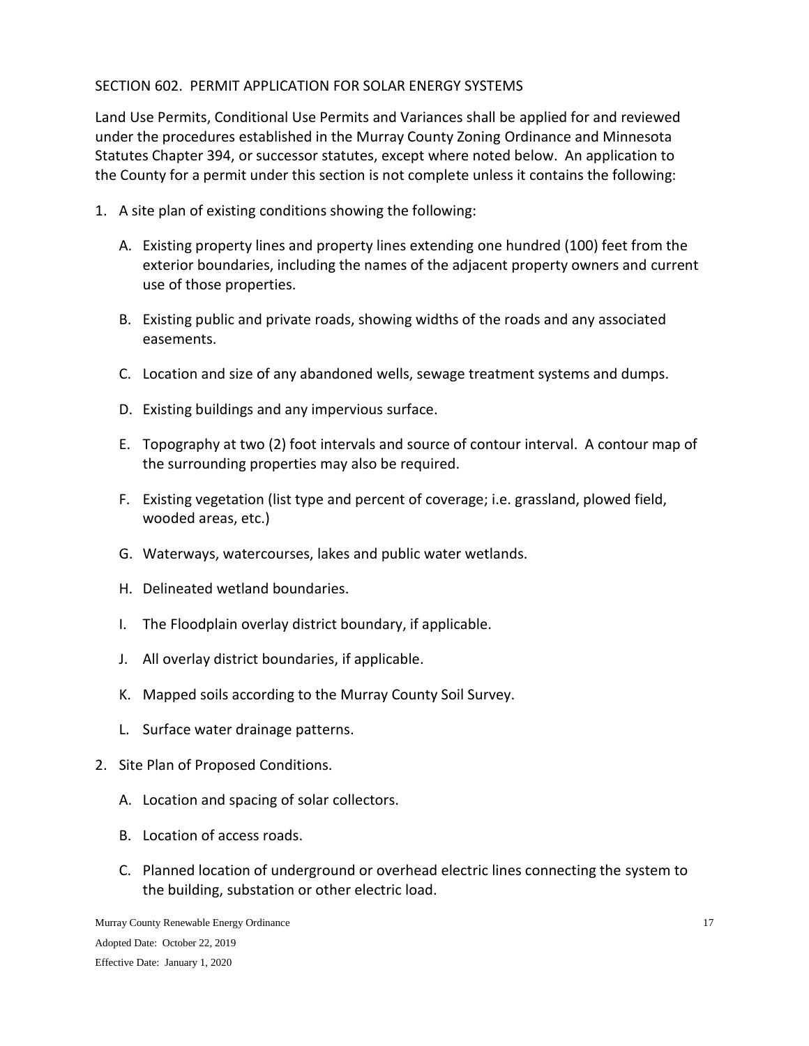## SECTION 602. PERMIT APPLICATION FOR SOLAR ENERGY SYSTEMS

Land Use Permits, Conditional Use Permits and Variances shall be applied for and reviewed under the procedures established in the Murray County Zoning Ordinance and Minnesota Statutes Chapter 394, or successor statutes, except where noted below. An application to the County for a permit under this section is not complete unless it contains the following:

1. A site plan of existing conditions showing the following:

   A. Existing property lines and property lines extending one hundred (100) feet from the exterior boundaries, including the names of the adjacent property owners and current use of those properties.

   B. Existing public and private roads, showing widths of the roads and any associated easements.

   C. Location and size of any abandoned wells, sewage treatment systems and dumps.

   D. Existing buildings and any impervious surface.

   E. Topography at two (2) foot intervals and source of contour interval. A contour map of the surrounding properties may also be required.

   F. Existing vegetation (list type and percent of coverage; i.e. grassland, plowed field, wooded areas, etc.)

   G. Waterways, watercourses, lakes and public water wetlands.

   H. Delineated wetland boundaries.

   I. The Floodplain overlay district boundary, if applicable.

   J. All overlay district boundaries, if applicable.

   K. Mapped soils according to the Murray County Soil Survey.

   L. Surface water drainage patterns.

2. Site Plan of Proposed Conditions.

   A. Location and spacing of solar collectors.

   B. Location of access roads.

   C. Planned location of underground or overhead electric lines connecting the system to the building, substation or other electric load.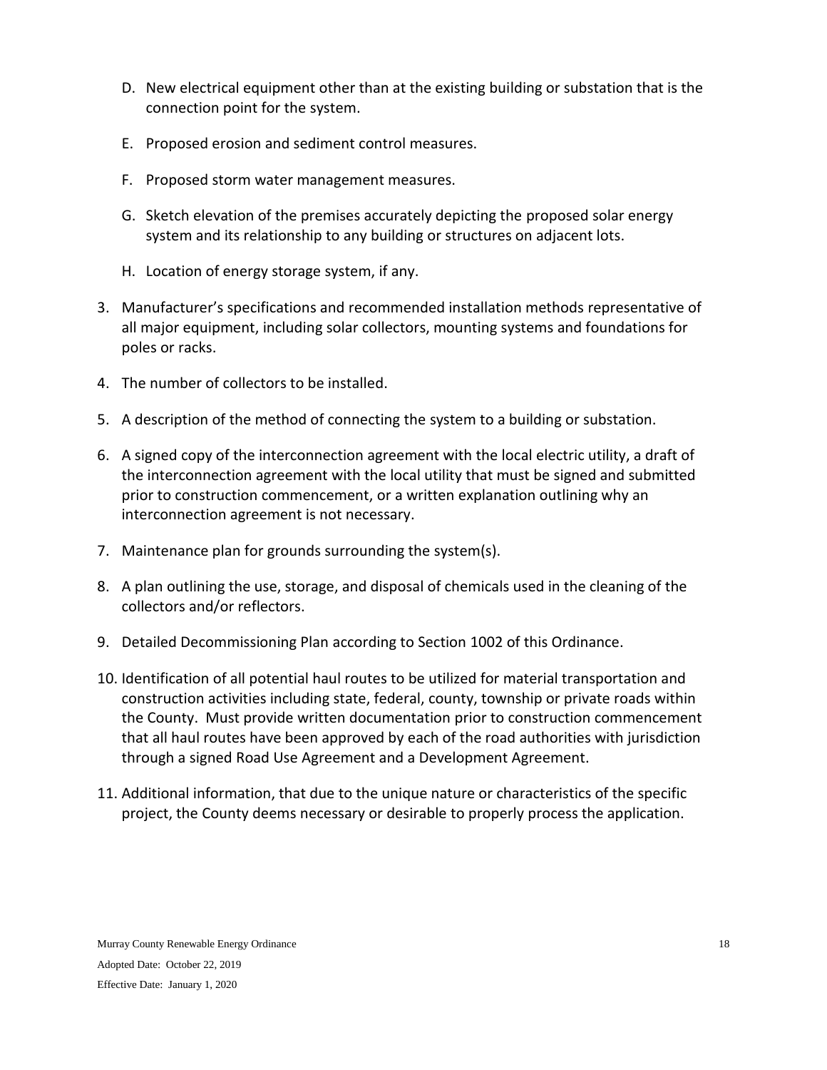D. New electrical equipment other than at the existing building or substation that is the connection point for the system.

   E. Proposed erosion and sediment control measures.

   F. Proposed storm water management measures.

   G. Sketch elevation of the premises accurately depicting the proposed solar energy system and its relationship to any building or structures on adjacent lots.

   H. Location of energy storage system, if any.

3. Manufacturer's specifications and recommended installation methods representative of all major equipment, including solar collectors, mounting systems and foundations for poles or racks.

4. The number of collectors to be installed.

5. A description of the method of connecting the system to a building or substation.

6. A signed copy of the interconnection agreement with the local electric utility, a draft of the interconnection agreement with the local utility that must be signed and submitted prior to construction commencement, or a written explanation outlining why an interconnection agreement is not necessary.

7. Maintenance plan for grounds surrounding the system(s).

8. A plan outlining the use, storage, and disposal of chemicals used in the cleaning of the collectors and/or reflectors.

9. Detailed Decommissioning Plan according to Section 1002 of this Ordinance.

10. Identification of all potential haul routes to be utilized for material transportation and construction activities including state, federal, county, township or private roads within the County. Must provide written documentation prior to construction commencement that all haul routes have been approved by each of the road authorities with jurisdiction through a signed Road Use Agreement and a Development Agreement.

11. Additional information, that due to the unique nature or characteristics of the specific project, the County deems necessary or desirable to properly process the application.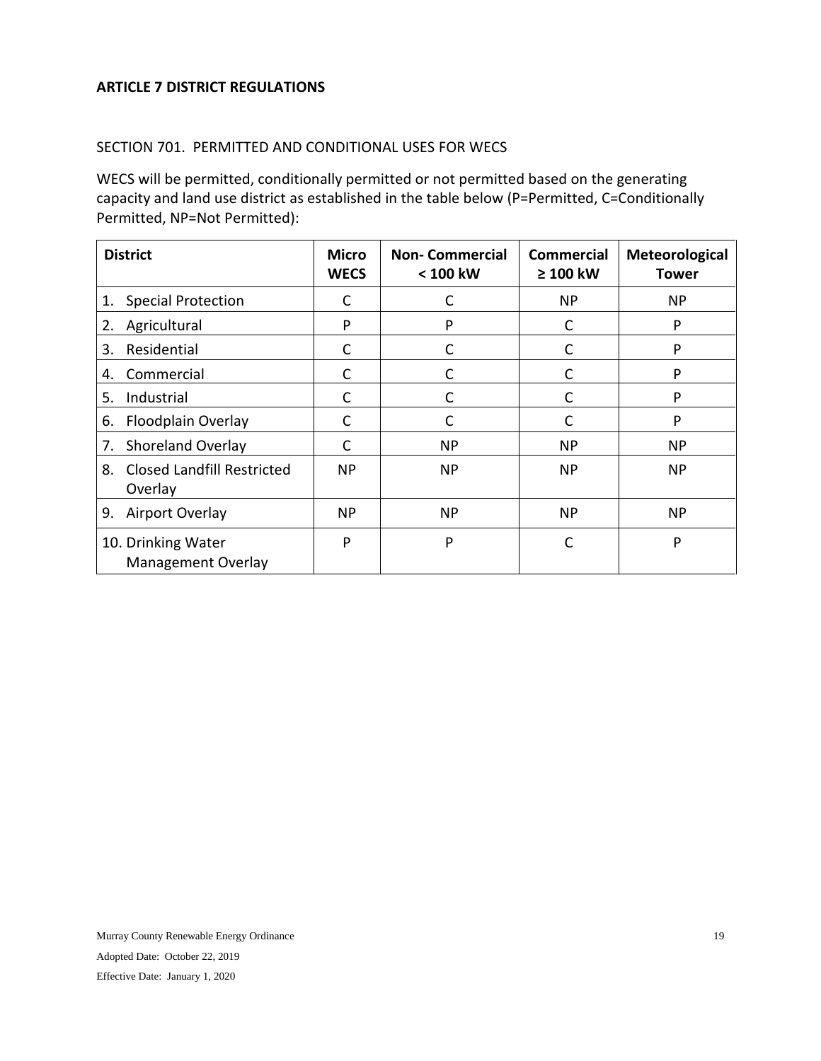## ARTICLE 7 DISTRICT REGULATIONS

SECTION 701. PERMITTED AND CONDITIONAL USES FOR WECS

WECS will be permitted, conditionally permitted or not permitted based on the generating capacity and land use district as established in the table below (P=Permitted, C=Conditionally Permitted, NP=Not Permitted):

| District | Micro WECS | Non- Commercial < 100 kW | Commercial ≥ 100 kW | Meteorological Tower |
|---|---|---|---|---|
| 1. Special Protection | C | C | NP | NP |
| 2. Agricultural | P | P | C | P |
| 3. Residential | C | C | C | P |
| 4. Commercial | C | C | C | P |
| 5. Industrial | C | C | C | P |
| 6. Floodplain Overlay | C | C | C | P |
| 7. Shoreland Overlay | C | NP | NP | NP |
| 8. Closed Landfill Restricted Overlay | NP | NP | NP | NP |
| 9. Airport Overlay | NP | NP | NP | NP |
| 10. Drinking Water Management Overlay | P | P | C | P |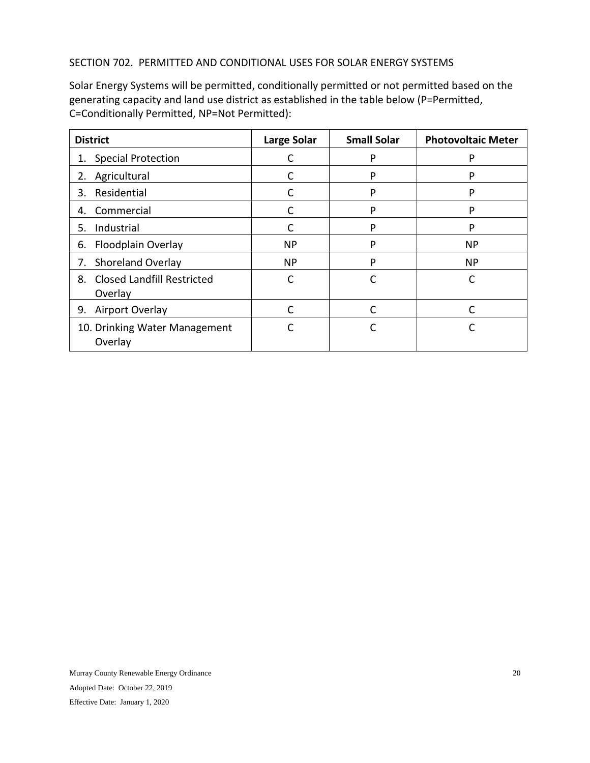## SECTION 702. PERMITTED AND CONDITIONAL USES FOR SOLAR ENERGY SYSTEMS

Solar Energy Systems will be permitted, conditionally permitted or not permitted based on the generating capacity and land use district as established in the table below (P=Permitted, C=Conditionally Permitted, NP=Not Permitted):

| District | Large Solar | Small Solar | Photovoltaic Meter |
|---|---|---|---|
| 1. Special Protection | C | P | P |
| 2. Agricultural | C | P | P |
| 3. Residential | C | P | P |
| 4. Commercial | C | P | P |
| 5. Industrial | C | P | P |
| 6. Floodplain Overlay | NP | P | NP |
| 7. Shoreland Overlay | NP | P | NP |
| 8. Closed Landfill Restricted Overlay | C | C | C |
| 9. Airport Overlay | C | C | C |
| 10. Drinking Water Management Overlay | C | C | C |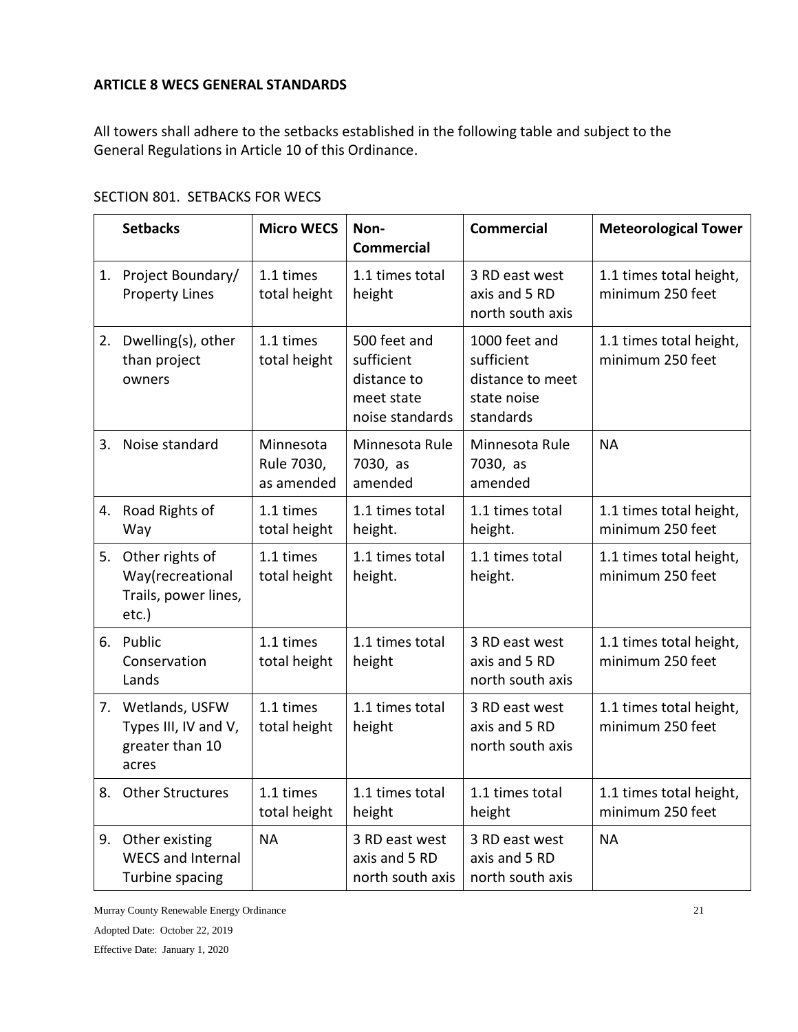**ARTICLE 8 WECS GENERAL STANDARDS**

All towers shall adhere to the setbacks established in the following table and subject to the General Regulations in Article 10 of this Ordinance.

SECTION 801. SETBACKS FOR WECS

| Setbacks | Micro WECS | Non-Commercial | Commercial | Meteorological Tower |
|---|---|---|---|---|
| 1. Project Boundary/ Property Lines | 1.1 times total height | 1.1 times total height | 3 RD east west axis and 5 RD north south axis | 1.1 times total height, minimum 250 feet |
| 2. Dwelling(s), other than project owners | 1.1 times total height | 500 feet and sufficient distance to meet state noise standards | 1000 feet and sufficient distance to meet state noise standards | 1.1 times total height, minimum 250 feet |
| 3. Noise standard | Minnesota Rule 7030, as amended | Minnesota Rule 7030, as amended | Minnesota Rule 7030, as amended | NA |
| 4. Road Rights of Way | 1.1 times total height | 1.1 times total height. | 1.1 times total height. | 1.1 times total height, minimum 250 feet |
| 5. Other rights of Way(recreational Trails, power lines, etc.) | 1.1 times total height | 1.1 times total height. | 1.1 times total height. | 1.1 times total height, minimum 250 feet |
| 6. Public Conservation Lands | 1.1 times total height | 1.1 times total height | 3 RD east west axis and 5 RD north south axis | 1.1 times total height, minimum 250 feet |
| 7. Wetlands, USFW Types III, IV and V, greater than 10 acres | 1.1 times total height | 1.1 times total height | 3 RD east west axis and 5 RD north south axis | 1.1 times total height, minimum 250 feet |
| 8. Other Structures | 1.1 times total height | 1.1 times total height | 1.1 times total height | 1.1 times total height, minimum 250 feet |
| 9. Other existing WECS and Internal Turbine spacing | NA | 3 RD east west axis and 5 RD north south axis | 3 RD east west axis and 5 RD north south axis | NA |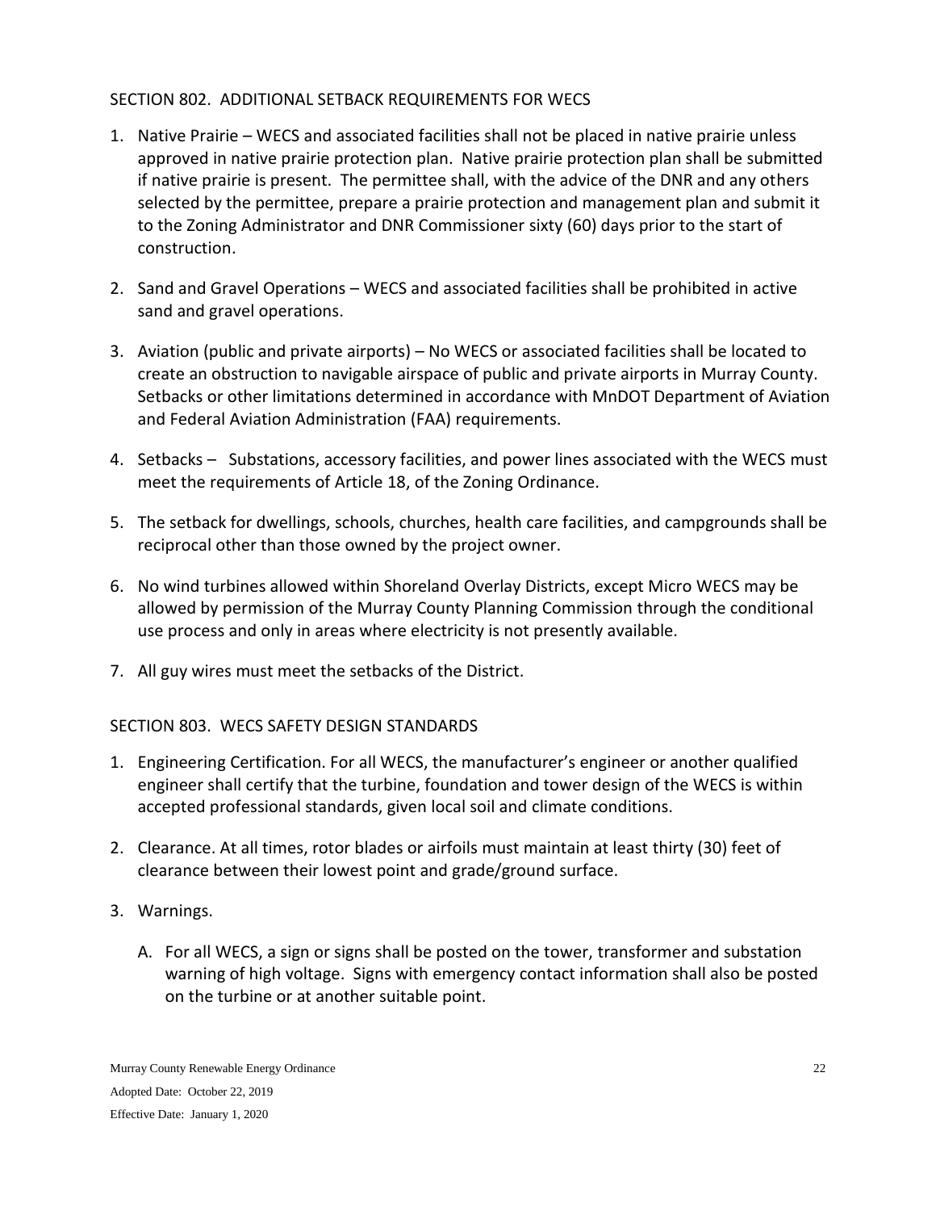## SECTION 802. ADDITIONAL SETBACK REQUIREMENTS FOR WECS

1. Native Prairie – WECS and associated facilities shall not be placed in native prairie unless approved in native prairie protection plan. Native prairie protection plan shall be submitted if native prairie is present. The permittee shall, with the advice of the DNR and any others selected by the permittee, prepare a prairie protection and management plan and submit it to the Zoning Administrator and DNR Commissioner sixty (60) days prior to the start of construction.

2. Sand and Gravel Operations – WECS and associated facilities shall be prohibited in active sand and gravel operations.

3. Aviation (public and private airports) – No WECS or associated facilities shall be located to create an obstruction to navigable airspace of public and private airports in Murray County. Setbacks or other limitations determined in accordance with MnDOT Department of Aviation and Federal Aviation Administration (FAA) requirements.

4. Setbacks – Substations, accessory facilities, and power lines associated with the WECS must meet the requirements of Article 18, of the Zoning Ordinance.

5. The setback for dwellings, schools, churches, health care facilities, and campgrounds shall be reciprocal other than those owned by the project owner.

6. No wind turbines allowed within Shoreland Overlay Districts, except Micro WECS may be allowed by permission of the Murray County Planning Commission through the conditional use process and only in areas where electricity is not presently available.

7. All guy wires must meet the setbacks of the District.

## SECTION 803. WECS SAFETY DESIGN STANDARDS

1. Engineering Certification. For all WECS, the manufacturer's engineer or another qualified engineer shall certify that the turbine, foundation and tower design of the WECS is within accepted professional standards, given local soil and climate conditions.

2. Clearance. At all times, rotor blades or airfoils must maintain at least thirty (30) feet of clearance between their lowest point and grade/ground surface.

3. Warnings.

   A. For all WECS, a sign or signs shall be posted on the tower, transformer and substation warning of high voltage. Signs with emergency contact information shall also be posted on the turbine or at another suitable point.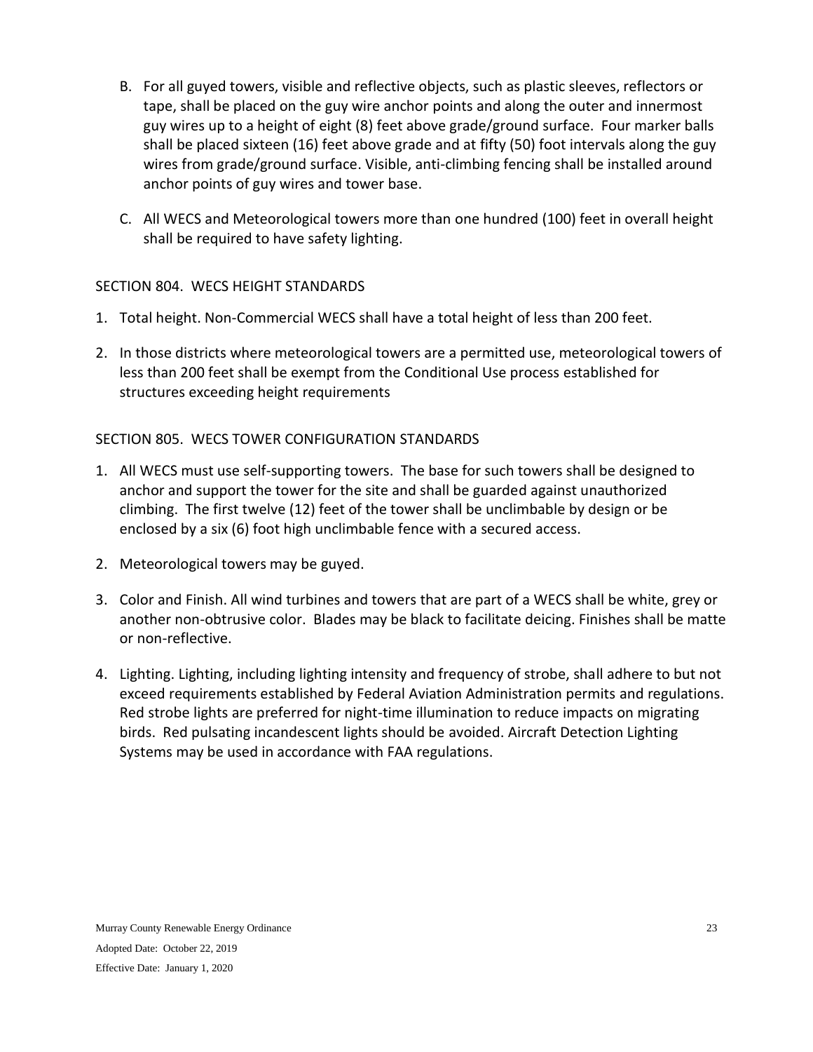B. For all guyed towers, visible and reflective objects, such as plastic sleeves, reflectors or tape, shall be placed on the guy wire anchor points and along the outer and innermost guy wires up to a height of eight (8) feet above grade/ground surface. Four marker balls shall be placed sixteen (16) feet above grade and at fifty (50) foot intervals along the guy wires from grade/ground surface. Visible, anti-climbing fencing shall be installed around anchor points of guy wires and tower base.

C. All WECS and Meteorological towers more than one hundred (100) feet in overall height shall be required to have safety lighting.

## SECTION 804. WECS HEIGHT STANDARDS

1. Total height. Non-Commercial WECS shall have a total height of less than 200 feet.
2. In those districts where meteorological towers are a permitted use, meteorological towers of less than 200 feet shall be exempt from the Conditional Use process established for structures exceeding height requirements

## SECTION 805. WECS TOWER CONFIGURATION STANDARDS

1. All WECS must use self-supporting towers. The base for such towers shall be designed to anchor and support the tower for the site and shall be guarded against unauthorized climbing. The first twelve (12) feet of the tower shall be unclimbable by design or be enclosed by a six (6) foot high unclimbable fence with a secured access.
2. Meteorological towers may be guyed.
3. Color and Finish. All wind turbines and towers that are part of a WECS shall be white, grey or another non-obtrusive color. Blades may be black to facilitate deicing. Finishes shall be matte or non-reflective.
4. Lighting. Lighting, including lighting intensity and frequency of strobe, shall adhere to but not exceed requirements established by Federal Aviation Administration permits and regulations. Red strobe lights are preferred for night-time illumination to reduce impacts on migrating birds. Red pulsating incandescent lights should be avoided. Aircraft Detection Lighting Systems may be used in accordance with FAA regulations.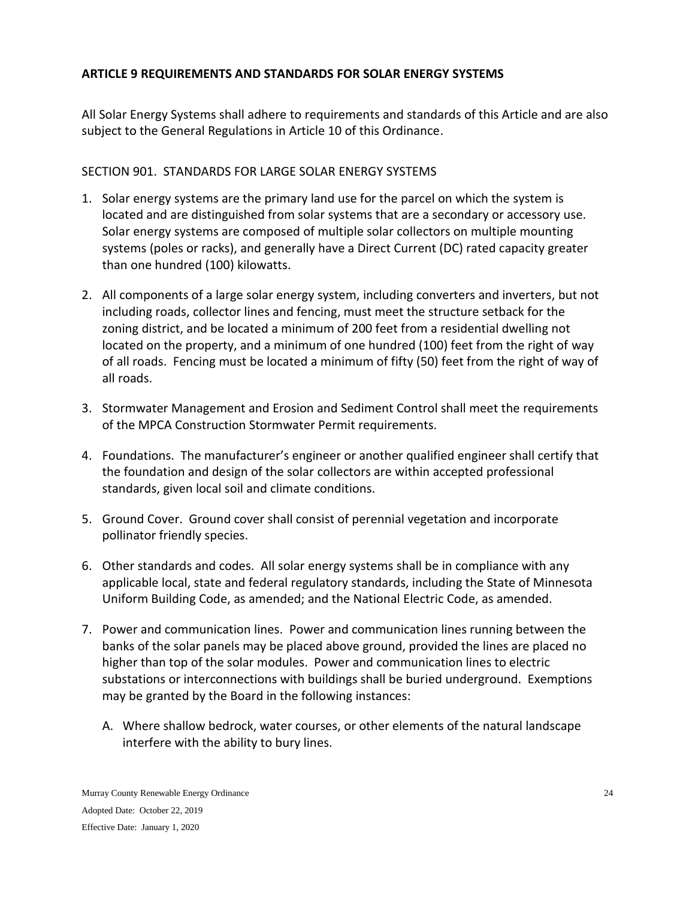## ARTICLE 9 REQUIREMENTS AND STANDARDS FOR SOLAR ENERGY SYSTEMS

All Solar Energy Systems shall adhere to requirements and standards of this Article and are also subject to the General Regulations in Article 10 of this Ordinance.

### SECTION 901. STANDARDS FOR LARGE SOLAR ENERGY SYSTEMS

1. Solar energy systems are the primary land use for the parcel on which the system is located and are distinguished from solar systems that are a secondary or accessory use. Solar energy systems are composed of multiple solar collectors on multiple mounting systems (poles or racks), and generally have a Direct Current (DC) rated capacity greater than one hundred (100) kilowatts.

2. All components of a large solar energy system, including converters and inverters, but not including roads, collector lines and fencing, must meet the structure setback for the zoning district, and be located a minimum of 200 feet from a residential dwelling not located on the property, and a minimum of one hundred (100) feet from the right of way of all roads. Fencing must be located a minimum of fifty (50) feet from the right of way of all roads.

3. Stormwater Management and Erosion and Sediment Control shall meet the requirements of the MPCA Construction Stormwater Permit requirements.

4. Foundations. The manufacturer's engineer or another qualified engineer shall certify that the foundation and design of the solar collectors are within accepted professional standards, given local soil and climate conditions.

5. Ground Cover. Ground cover shall consist of perennial vegetation and incorporate pollinator friendly species.

6. Other standards and codes. All solar energy systems shall be in compliance with any applicable local, state and federal regulatory standards, including the State of Minnesota Uniform Building Code, as amended; and the National Electric Code, as amended.

7. Power and communication lines. Power and communication lines running between the banks of the solar panels may be placed above ground, provided the lines are placed no higher than top of the solar modules. Power and communication lines to electric substations or interconnections with buildings shall be buried underground. Exemptions may be granted by the Board in the following instances:

   A. Where shallow bedrock, water courses, or other elements of the natural landscape interfere with the ability to bury lines.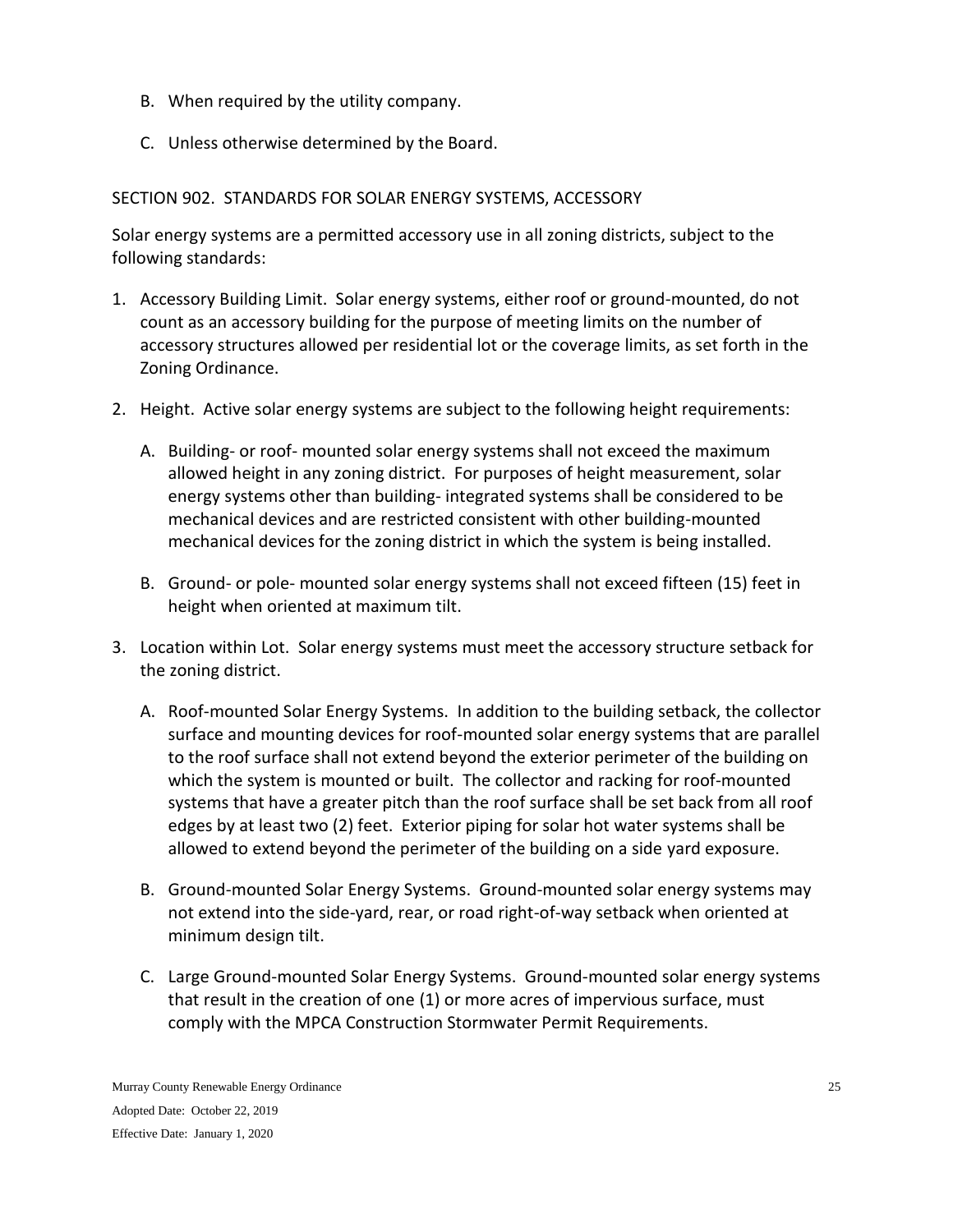B. When required by the utility company.

C. Unless otherwise determined by the Board.

SECTION 902. STANDARDS FOR SOLAR ENERGY SYSTEMS, ACCESSORY

Solar energy systems are a permitted accessory use in all zoning districts, subject to the following standards:

1. Accessory Building Limit. Solar energy systems, either roof or ground-mounted, do not count as an accessory building for the purpose of meeting limits on the number of accessory structures allowed per residential lot or the coverage limits, as set forth in the Zoning Ordinance.

2. Height. Active solar energy systems are subject to the following height requirements:

   A. Building- or roof- mounted solar energy systems shall not exceed the maximum allowed height in any zoning district. For purposes of height measurement, solar energy systems other than building- integrated systems shall be considered to be mechanical devices and are restricted consistent with other building-mounted mechanical devices for the zoning district in which the system is being installed.

   B. Ground- or pole- mounted solar energy systems shall not exceed fifteen (15) feet in height when oriented at maximum tilt.

3. Location within Lot. Solar energy systems must meet the accessory structure setback for the zoning district.

   A. Roof-mounted Solar Energy Systems. In addition to the building setback, the collector surface and mounting devices for roof-mounted solar energy systems that are parallel to the roof surface shall not extend beyond the exterior perimeter of the building on which the system is mounted or built. The collector and racking for roof-mounted systems that have a greater pitch than the roof surface shall be set back from all roof edges by at least two (2) feet. Exterior piping for solar hot water systems shall be allowed to extend beyond the perimeter of the building on a side yard exposure.

   B. Ground-mounted Solar Energy Systems. Ground-mounted solar energy systems may not extend into the side-yard, rear, or road right-of-way setback when oriented at minimum design tilt.

   C. Large Ground-mounted Solar Energy Systems. Ground-mounted solar energy systems that result in the creation of one (1) or more acres of impervious surface, must comply with the MPCA Construction Stormwater Permit Requirements.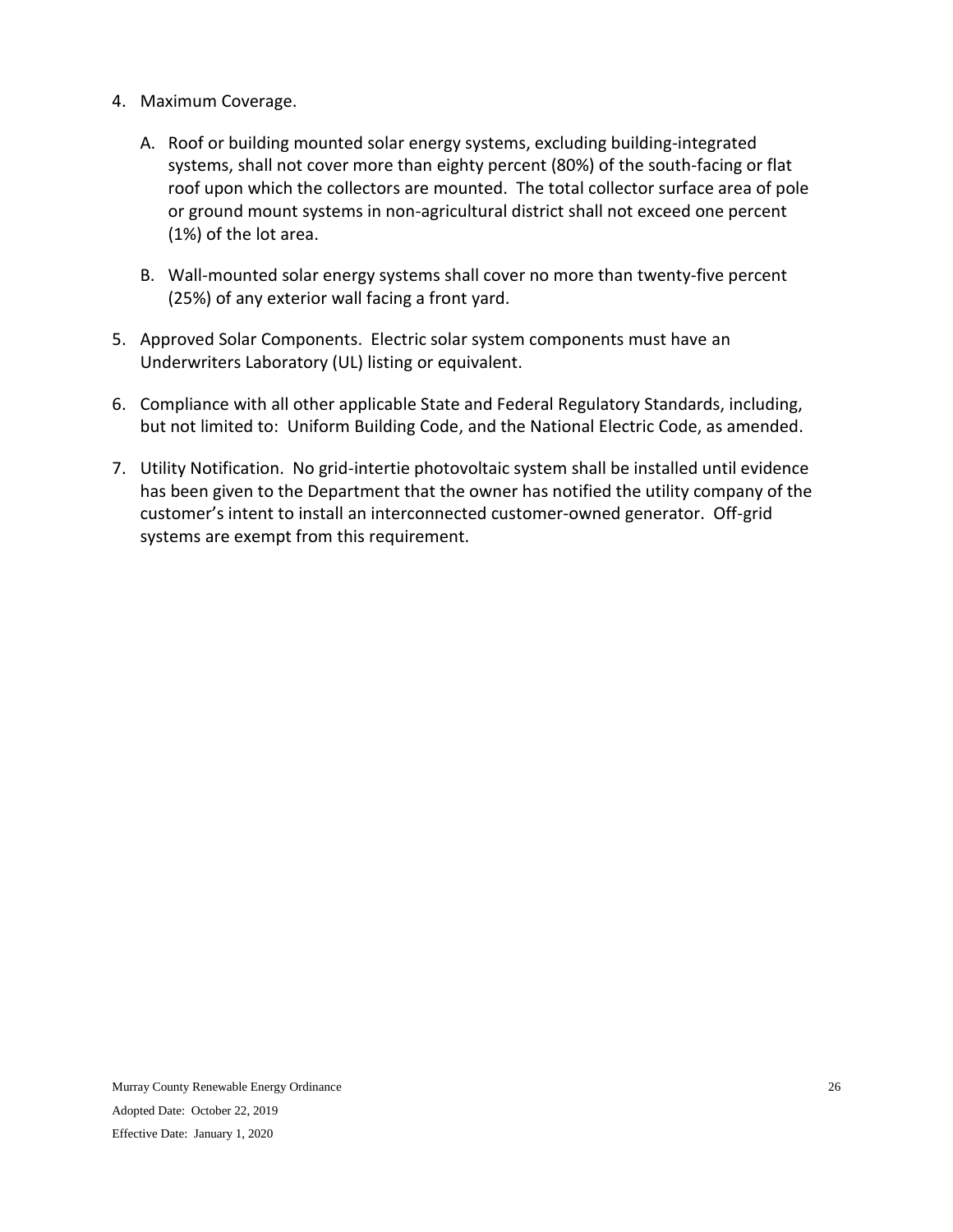4. Maximum Coverage.

   A. Roof or building mounted solar energy systems, excluding building-integrated systems, shall not cover more than eighty percent (80%) of the south-facing or flat roof upon which the collectors are mounted. The total collector surface area of pole or ground mount systems in non-agricultural district shall not exceed one percent (1%) of the lot area.

   B. Wall-mounted solar energy systems shall cover no more than twenty-five percent (25%) of any exterior wall facing a front yard.

5. Approved Solar Components. Electric solar system components must have an Underwriters Laboratory (UL) listing or equivalent.

6. Compliance with all other applicable State and Federal Regulatory Standards, including, but not limited to: Uniform Building Code, and the National Electric Code, as amended.

7. Utility Notification. No grid-intertie photovoltaic system shall be installed until evidence has been given to the Department that the owner has notified the utility company of the customer's intent to install an interconnected customer-owned generator. Off-grid systems are exempt from this requirement.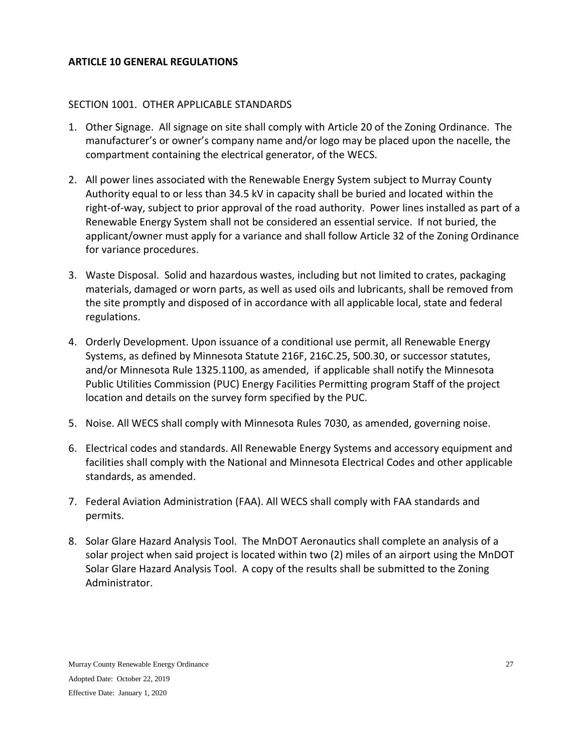## ARTICLE 10 GENERAL REGULATIONS

### SECTION 1001. OTHER APPLICABLE STANDARDS

1. Other Signage. All signage on site shall comply with Article 20 of the Zoning Ordinance. The manufacturer's or owner's company name and/or logo may be placed upon the nacelle, the compartment containing the electrical generator, of the WECS.

2. All power lines associated with the Renewable Energy System subject to Murray County Authority equal to or less than 34.5 kV in capacity shall be buried and located within the right-of-way, subject to prior approval of the road authority. Power lines installed as part of a Renewable Energy System shall not be considered an essential service. If not buried, the applicant/owner must apply for a variance and shall follow Article 32 of the Zoning Ordinance for variance procedures.

3. Waste Disposal. Solid and hazardous wastes, including but not limited to crates, packaging materials, damaged or worn parts, as well as used oils and lubricants, shall be removed from the site promptly and disposed of in accordance with all applicable local, state and federal regulations.

4. Orderly Development. Upon issuance of a conditional use permit, all Renewable Energy Systems, as defined by Minnesota Statute 216F, 216C.25, 500.30, or successor statutes, and/or Minnesota Rule 1325.1100, as amended, if applicable shall notify the Minnesota Public Utilities Commission (PUC) Energy Facilities Permitting program Staff of the project location and details on the survey form specified by the PUC.

5. Noise. All WECS shall comply with Minnesota Rules 7030, as amended, governing noise.

6. Electrical codes and standards. All Renewable Energy Systems and accessory equipment and facilities shall comply with the National and Minnesota Electrical Codes and other applicable standards, as amended.

7. Federal Aviation Administration (FAA). All WECS shall comply with FAA standards and permits.

8. Solar Glare Hazard Analysis Tool. The MnDOT Aeronautics shall complete an analysis of a solar project when said project is located within two (2) miles of an airport using the MnDOT Solar Glare Hazard Analysis Tool. A copy of the results shall be submitted to the Zoning Administrator.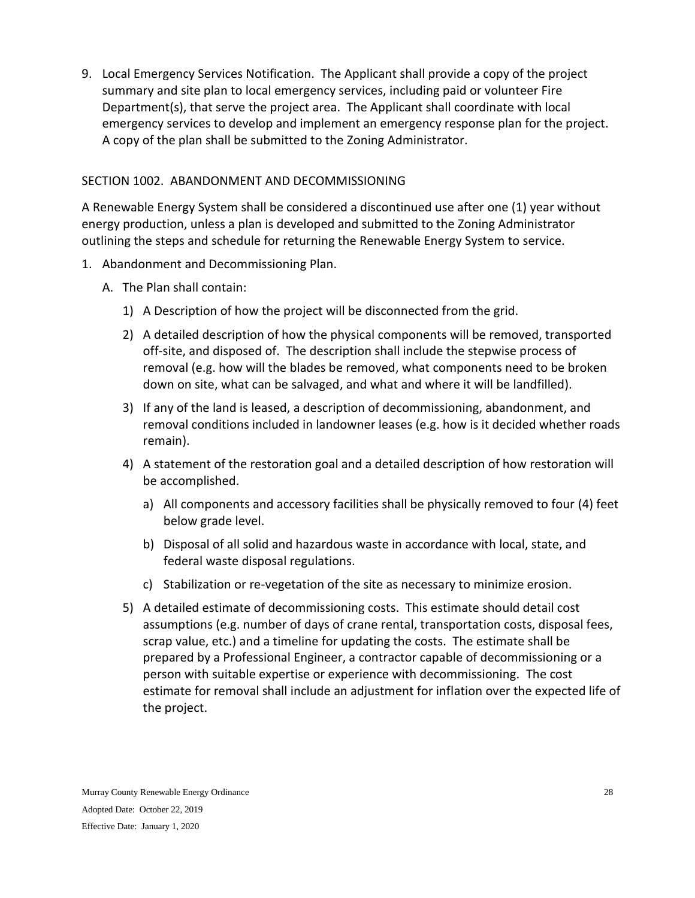9. Local Emergency Services Notification. The Applicant shall provide a copy of the project summary and site plan to local emergency services, including paid or volunteer Fire Department(s), that serve the project area. The Applicant shall coordinate with local emergency services to develop and implement an emergency response plan for the project. A copy of the plan shall be submitted to the Zoning Administrator.

## SECTION 1002. ABANDONMENT AND DECOMMISSIONING

A Renewable Energy System shall be considered a discontinued use after one (1) year without energy production, unless a plan is developed and submitted to the Zoning Administrator outlining the steps and schedule for returning the Renewable Energy System to service.

1. Abandonment and Decommissioning Plan.
   - A. The Plan shall contain:
     - 1) A Description of how the project will be disconnected from the grid.
     - 2) A detailed description of how the physical components will be removed, transported off-site, and disposed of. The description shall include the stepwise process of removal (e.g. how will the blades be removed, what components need to be broken down on site, what can be salvaged, and what and where it will be landfilled).
     - 3) If any of the land is leased, a description of decommissioning, abandonment, and removal conditions included in landowner leases (e.g. how is it decided whether roads remain).
     - 4) A statement of the restoration goal and a detailed description of how restoration will be accomplished.
       - a) All components and accessory facilities shall be physically removed to four (4) feet below grade level.
       - b) Disposal of all solid and hazardous waste in accordance with local, state, and federal waste disposal regulations.
       - c) Stabilization or re-vegetation of the site as necessary to minimize erosion.
     - 5) A detailed estimate of decommissioning costs. This estimate should detail cost assumptions (e.g. number of days of crane rental, transportation costs, disposal fees, scrap value, etc.) and a timeline for updating the costs. The estimate shall be prepared by a Professional Engineer, a contractor capable of decommissioning or a person with suitable expertise or experience with decommissioning. The cost estimate for removal shall include an adjustment for inflation over the expected life of the project.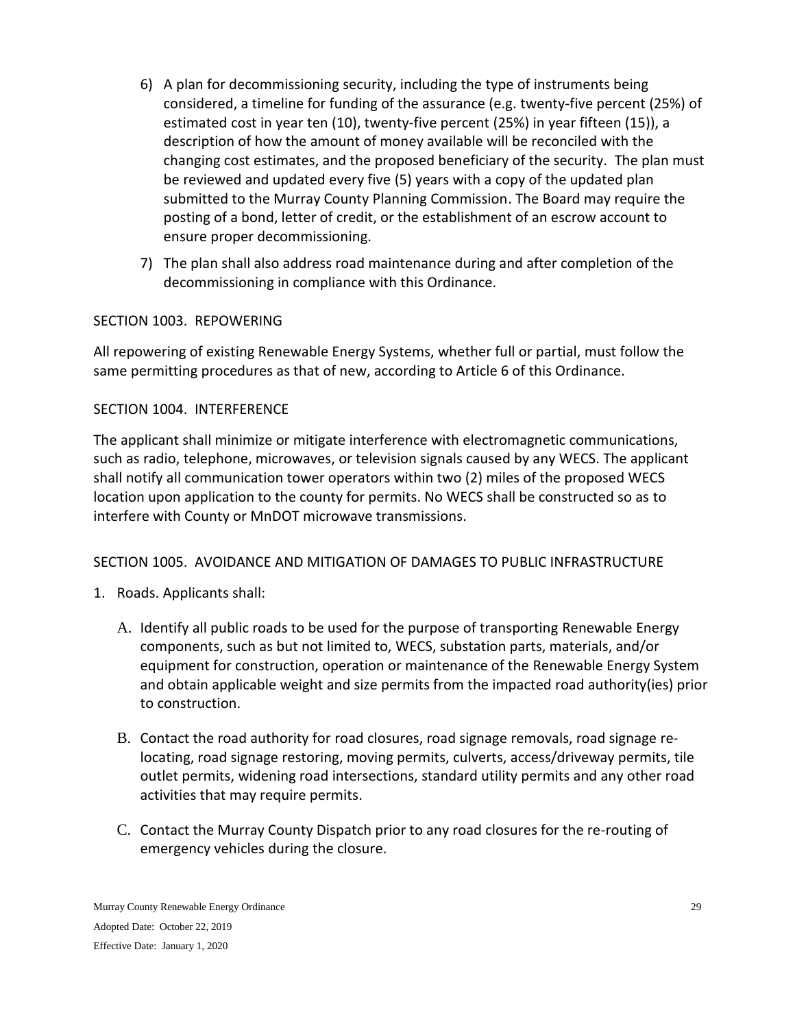6) A plan for decommissioning security, including the type of instruments being considered, a timeline for funding of the assurance (e.g. twenty-five percent (25%) of estimated cost in year ten (10), twenty-five percent (25%) in year fifteen (15)), a description of how the amount of money available will be reconciled with the changing cost estimates, and the proposed beneficiary of the security. The plan must be reviewed and updated every five (5) years with a copy of the updated plan submitted to the Murray County Planning Commission. The Board may require the posting of a bond, letter of credit, or the establishment of an escrow account to ensure proper decommissioning.

7) The plan shall also address road maintenance during and after completion of the decommissioning in compliance with this Ordinance.

## SECTION 1003. REPOWERING

All repowering of existing Renewable Energy Systems, whether full or partial, must follow the same permitting procedures as that of new, according to Article 6 of this Ordinance.

## SECTION 1004. INTERFERENCE

The applicant shall minimize or mitigate interference with electromagnetic communications, such as radio, telephone, microwaves, or television signals caused by any WECS. The applicant shall notify all communication tower operators within two (2) miles of the proposed WECS location upon application to the county for permits. No WECS shall be constructed so as to interfere with County or MnDOT microwave transmissions.

## SECTION 1005. AVOIDANCE AND MITIGATION OF DAMAGES TO PUBLIC INFRASTRUCTURE

1. Roads. Applicants shall:

   A. Identify all public roads to be used for the purpose of transporting Renewable Energy components, such as but not limited to, WECS, substation parts, materials, and/or equipment for construction, operation or maintenance of the Renewable Energy System and obtain applicable weight and size permits from the impacted road authority(ies) prior to construction.

   B. Contact the road authority for road closures, road signage removals, road signage re-locating, road signage restoring, moving permits, culverts, access/driveway permits, tile outlet permits, widening road intersections, standard utility permits and any other road activities that may require permits.

   C. Contact the Murray County Dispatch prior to any road closures for the re-routing of emergency vehicles during the closure.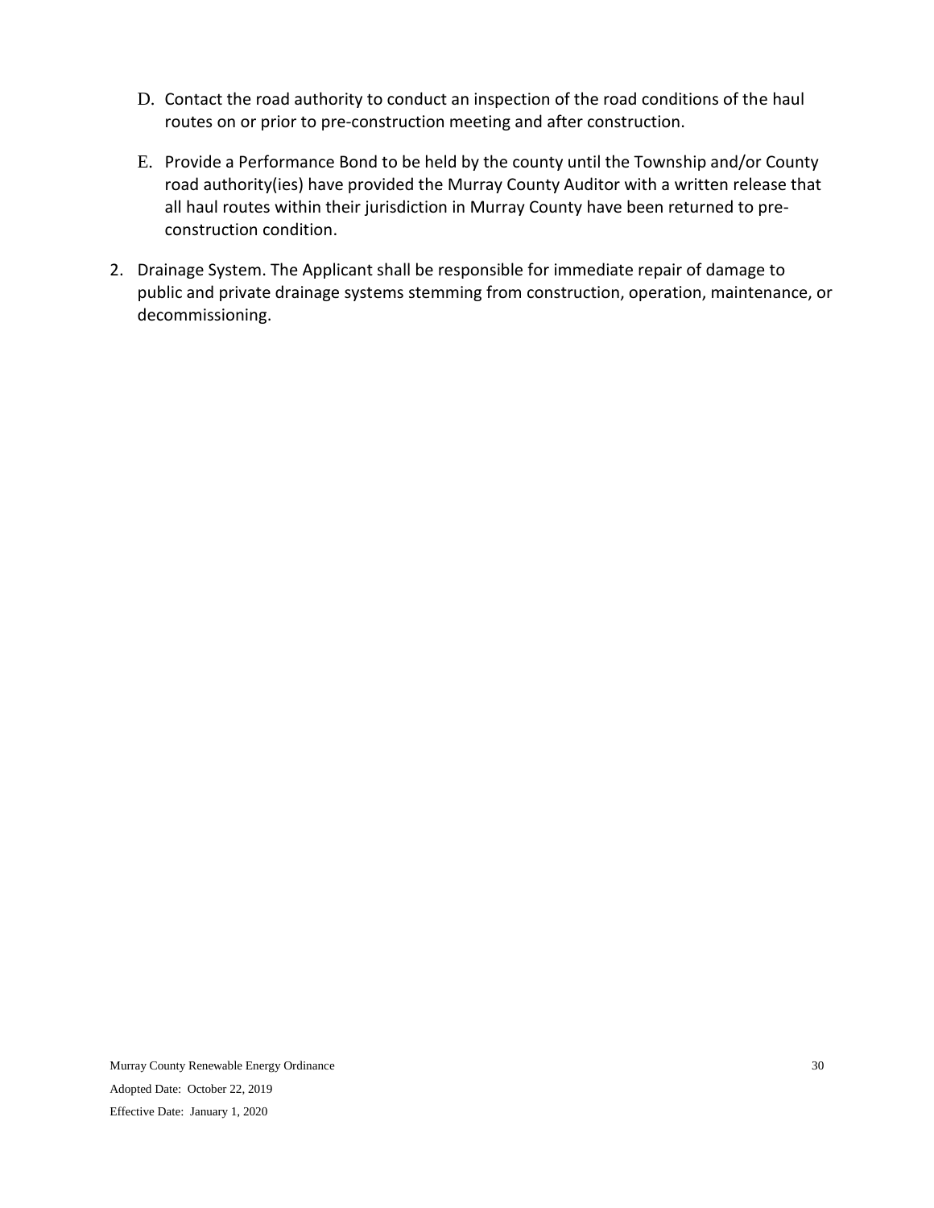D. Contact the road authority to conduct an inspection of the road conditions of the haul routes on or prior to pre-construction meeting and after construction.

E. Provide a Performance Bond to be held by the county until the Township and/or County road authority(ies) have provided the Murray County Auditor with a written release that all haul routes within their jurisdiction in Murray County have been returned to pre-construction condition.

2. Drainage System. The Applicant shall be responsible for immediate repair of damage to public and private drainage systems stemming from construction, operation, maintenance, or decommissioning.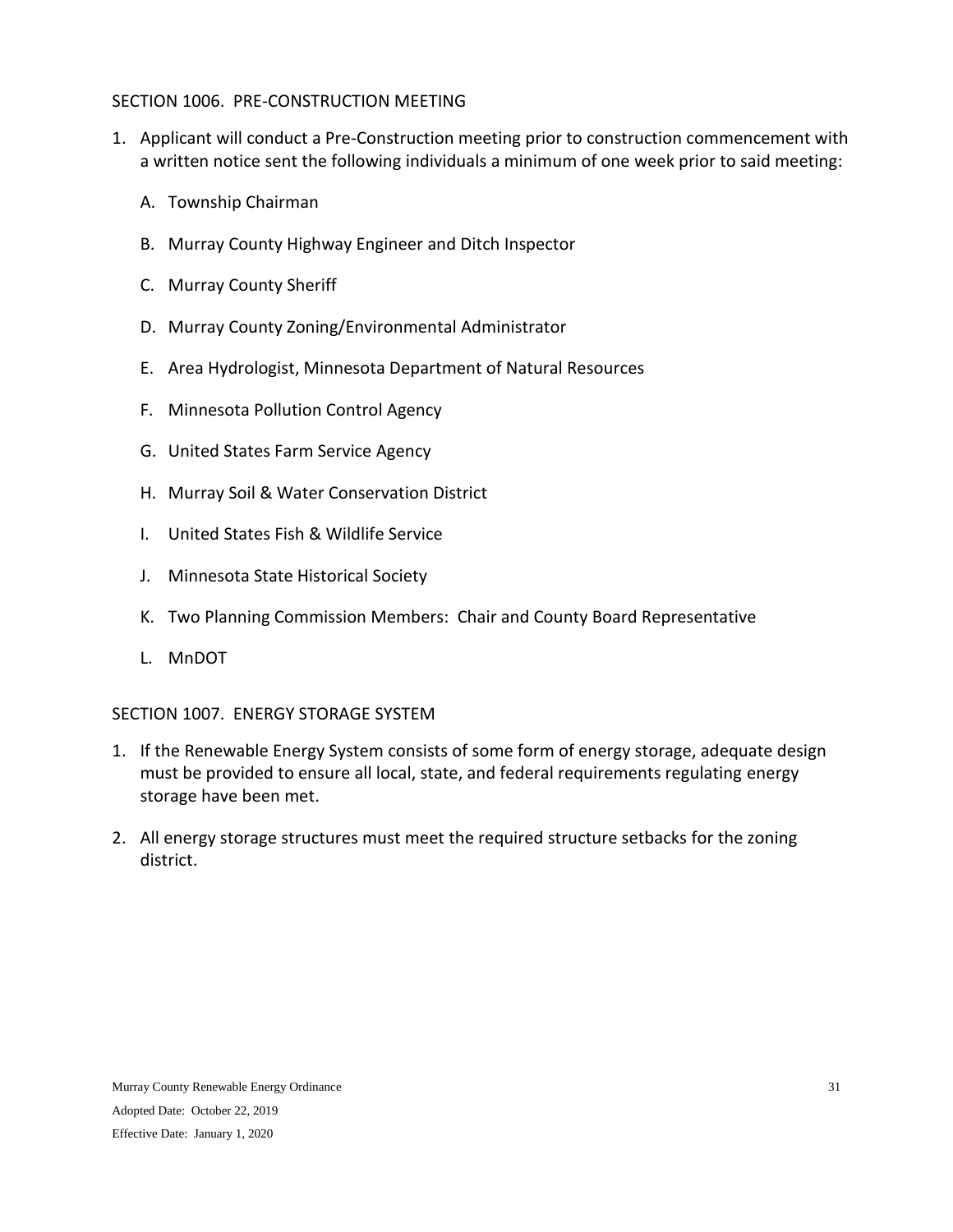## SECTION 1006. PRE-CONSTRUCTION MEETING

1. Applicant will conduct a Pre-Construction meeting prior to construction commencement with a written notice sent the following individuals a minimum of one week prior to said meeting:

   A. Township Chairman

   B. Murray County Highway Engineer and Ditch Inspector

   C. Murray County Sheriff

   D. Murray County Zoning/Environmental Administrator

   E. Area Hydrologist, Minnesota Department of Natural Resources

   F. Minnesota Pollution Control Agency

   G. United States Farm Service Agency

   H. Murray Soil & Water Conservation District

   I. United States Fish & Wildlife Service

   J. Minnesota State Historical Society

   K. Two Planning Commission Members: Chair and County Board Representative

   L. MnDOT

## SECTION 1007. ENERGY STORAGE SYSTEM

1. If the Renewable Energy System consists of some form of energy storage, adequate design must be provided to ensure all local, state, and federal requirements regulating energy storage have been met.

2. All energy storage structures must meet the required structure setbacks for the zoning district.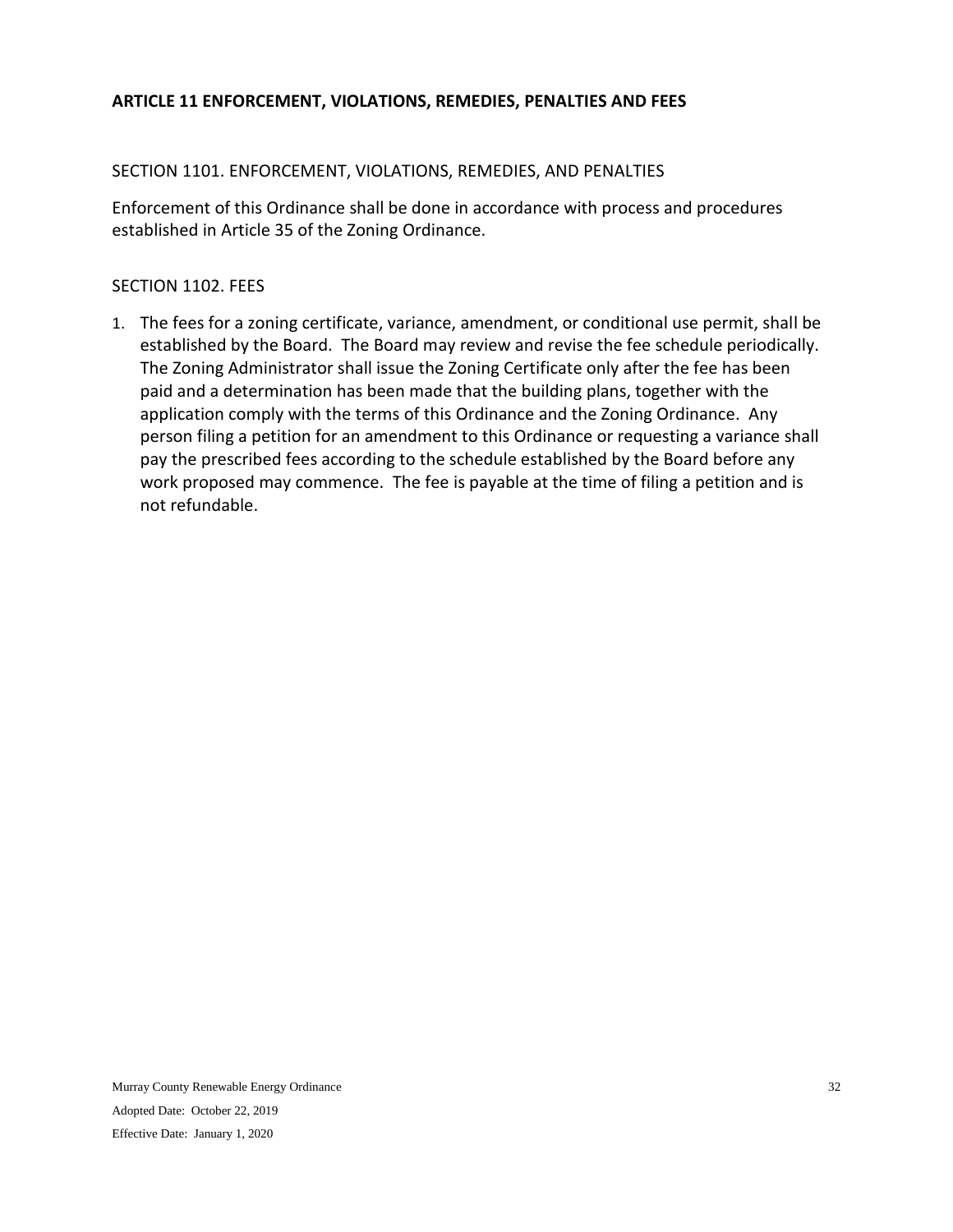## ARTICLE 11 ENFORCEMENT, VIOLATIONS, REMEDIES, PENALTIES AND FEES

### SECTION 1101. ENFORCEMENT, VIOLATIONS, REMEDIES, AND PENALTIES

Enforcement of this Ordinance shall be done in accordance with process and procedures established in Article 35 of the Zoning Ordinance.

### SECTION 1102. FEES

1. The fees for a zoning certificate, variance, amendment, or conditional use permit, shall be established by the Board. The Board may review and revise the fee schedule periodically. The Zoning Administrator shall issue the Zoning Certificate only after the fee has been paid and a determination has been made that the building plans, together with the application comply with the terms of this Ordinance and the Zoning Ordinance. Any person filing a petition for an amendment to this Ordinance or requesting a variance shall pay the prescribed fees according to the schedule established by the Board before any work proposed may commence. The fee is payable at the time of filing a petition and is not refundable.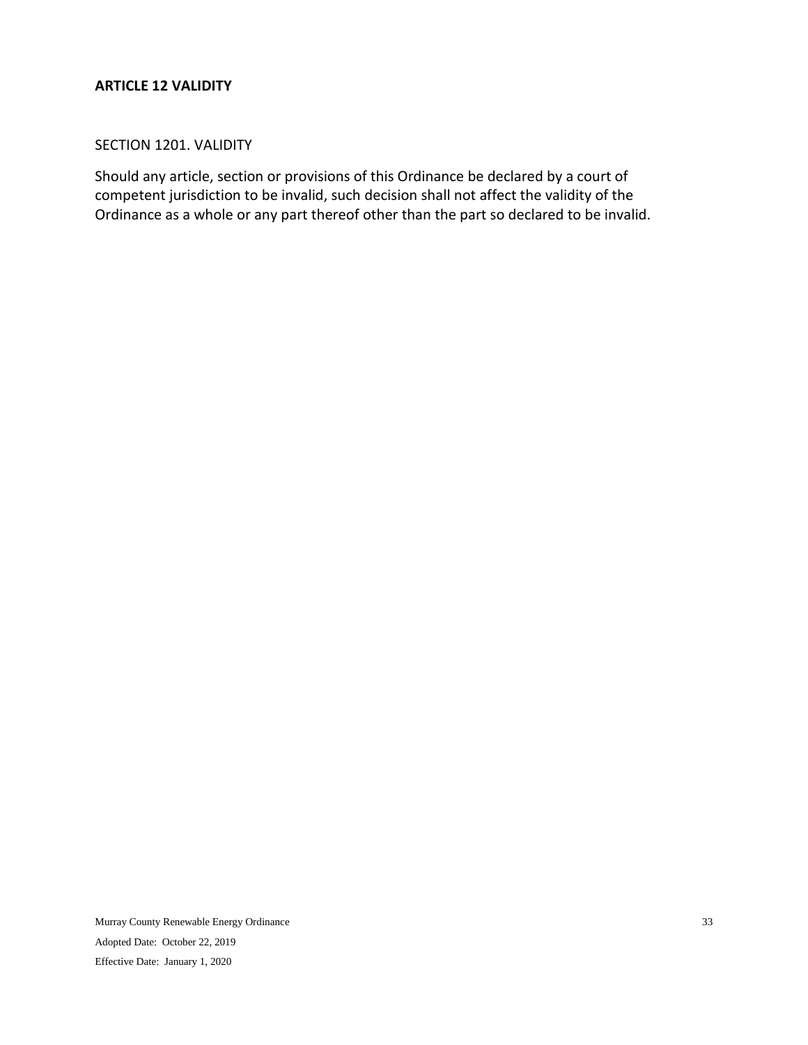## ARTICLE 12 VALIDITY

### SECTION 1201. VALIDITY

Should any article, section or provisions of this Ordinance be declared by a court of competent jurisdiction to be invalid, such decision shall not affect the validity of the Ordinance as a whole or any part thereof other than the part so declared to be invalid.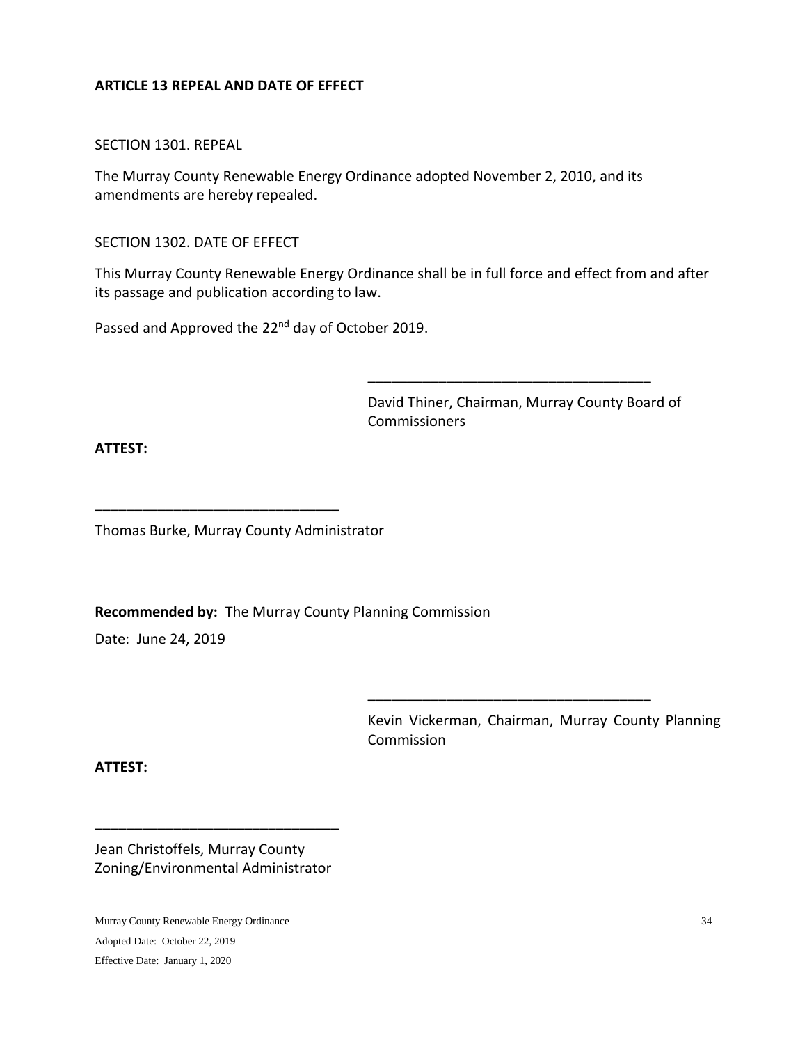**ARTICLE 13 REPEAL AND DATE OF EFFECT**

SECTION 1301. REPEAL

The Murray County Renewable Energy Ordinance adopted November 2, 2010, and its amendments are hereby repealed.

SECTION 1302. DATE OF EFFECT

This Murray County Renewable Energy Ordinance shall be in full force and effect from and after its passage and publication according to law.

Passed and Approved the 22nd day of October 2019.

\_\_\_\_\_\_\_\_\_\_\_\_\_\_\_\_\_\_\_\_\_\_\_\_\_\_\_\_\_\_\_\_\_\_\_\_

David Thiner, Chairman, Murray County Board of Commissioners

**ATTEST:**

\_\_\_\_\_\_\_\_\_\_\_\_\_\_\_\_\_\_\_\_\_\_\_\_\_\_\_\_\_\_\_

Thomas Burke, Murray County Administrator

**Recommended by:** The Murray County Planning Commission

Date: June 24, 2019

\_\_\_\_\_\_\_\_\_\_\_\_\_\_\_\_\_\_\_\_\_\_\_\_\_\_\_\_\_\_\_\_\_\_\_\_

Kevin Vickerman, Chairman, Murray County Planning Commission

**ATTEST:**

\_\_\_\_\_\_\_\_\_\_\_\_\_\_\_\_\_\_\_\_\_\_\_\_\_\_\_\_\_\_\_

Jean Christoffels, Murray County Zoning/Environmental Administrator

Murray County Renewable Energy Ordinance
Adopted Date: October 22, 2019
Effective Date: January 1, 2020